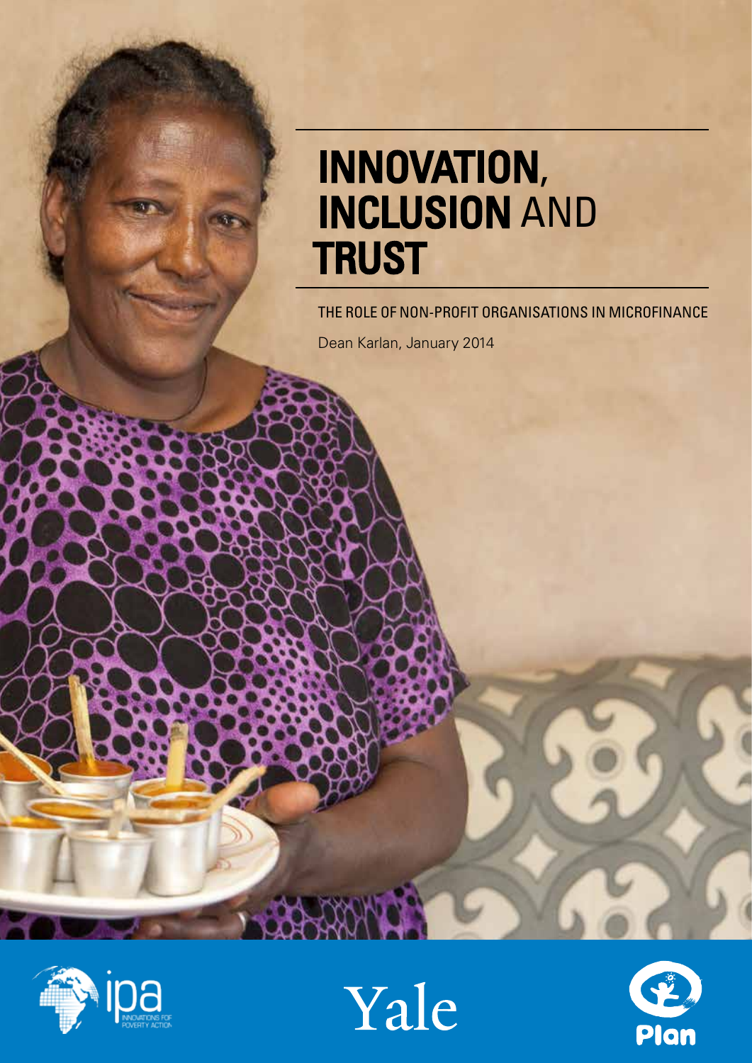# INNOVATION, INCLUSION AND TRUST

THE ROLE OF NON-PROFIT ORGANISATIONS IN MICROFINANCE

Dean Karlan, January 2014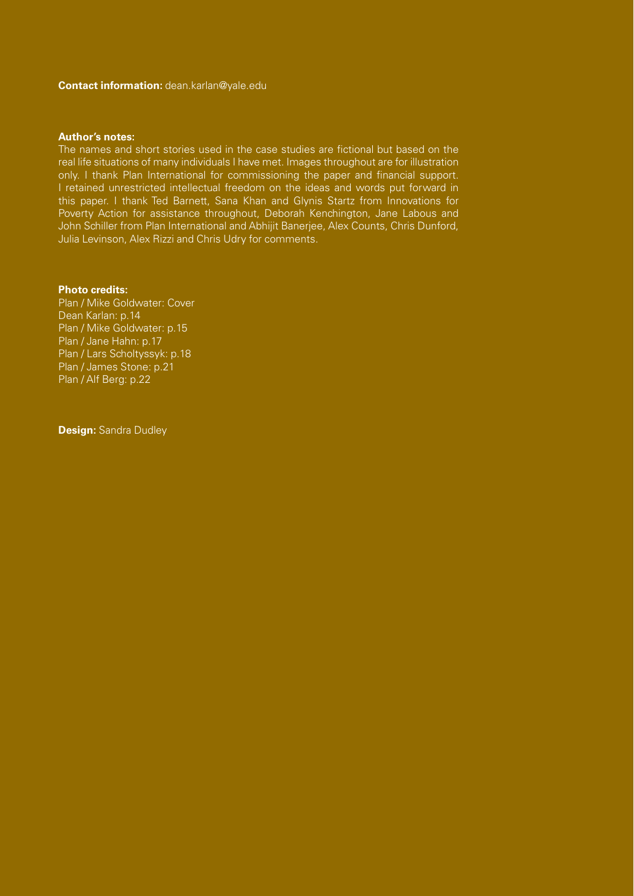**Contact information:** dean.karlan@yale.edu

**Author's notes:**

The names and short stories used in the case studies are fictional but based on the real life situations of many individuals I have met. Images throughout are for illustration only. I thank Plan International for commissioning the paper and financial support. I retained unrestricted intellectual freedom on the ideas and words put forward in this paper. I thank Ted Barnett, Sana Khan and Glynis Startz from Innovations for Poverty Action for assistance throughout, Deborah Kenchington, Jane Labous and John Schiller from Plan International and Abhijit Banerjee, Alex Counts, Chris Dunford, Julia Levinson, Alex Rizzi and Chris Udry for comments.

**Photo credits:**

Plan / Mike Goldwater: Cover
Dean Karlan: p.14
Plan / Mike Goldwater: p.15
Plan / Jane Hahn: p.17
Plan / Lars Scholtyssyk: p.18
Plan / James Stone: p.21
Plan / Alf Berg: p.22

**Design:** Sandra Dudley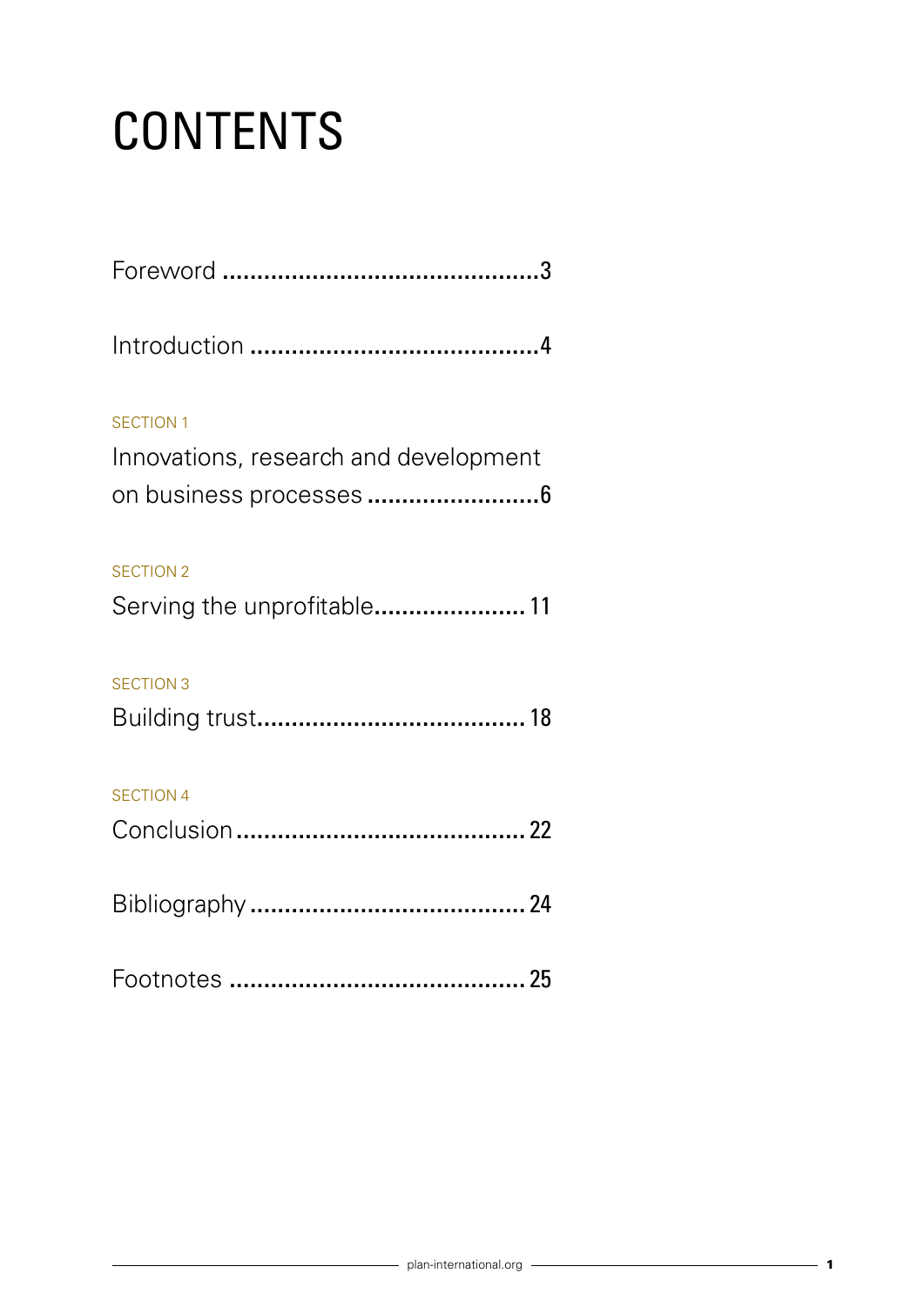# CONTENTS

Foreword .............................................3

Introduction ..........................................4

SECTION 1

Innovations, research and development on business processes .........................6

SECTION 2

Serving the unprofitable...................... 11

SECTION 3

Building trust....................................... 18

SECTION 4

Conclusion .......................................... 22

Bibliography ........................................ 24

Footnotes ........................................... 25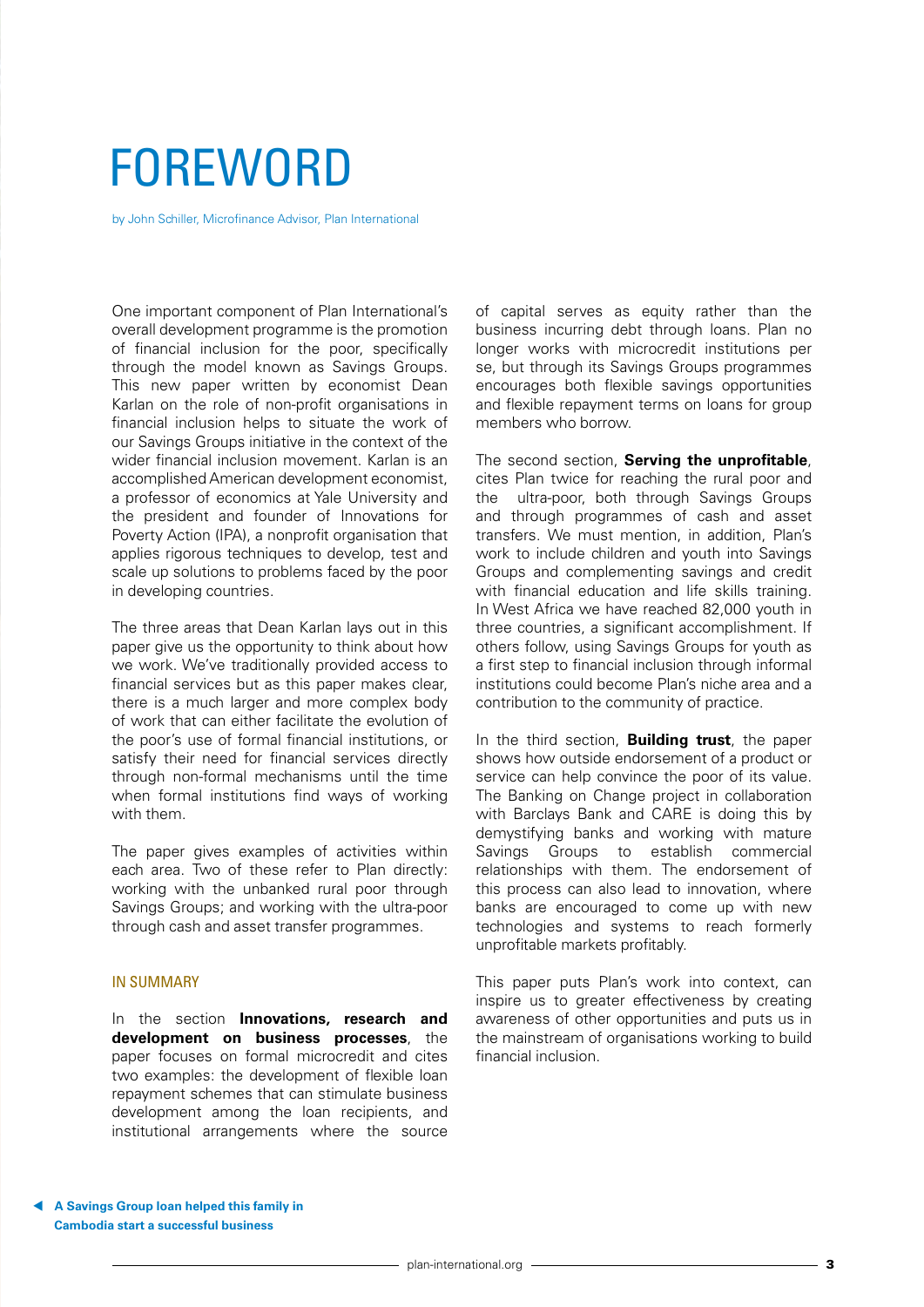# FOREWORD

by John Schiller, Microfinance Advisor, Plan International

One important component of Plan International's overall development programme is the promotion of financial inclusion for the poor, specifically through the model known as Savings Groups. This new paper written by economist Dean Karlan on the role of non-profit organisations in financial inclusion helps to situate the work of our Savings Groups initiative in the context of the wider financial inclusion movement. Karlan is an accomplished American development economist, a professor of economics at Yale University and the president and founder of Innovations for Poverty Action (IPA), a nonprofit organisation that applies rigorous techniques to develop, test and scale up solutions to problems faced by the poor in developing countries.

The three areas that Dean Karlan lays out in this paper give us the opportunity to think about how we work. We've traditionally provided access to financial services but as this paper makes clear, there is a much larger and more complex body of work that can either facilitate the evolution of the poor's use of formal financial institutions, or satisfy their need for financial services directly through non-formal mechanisms until the time when formal institutions find ways of working with them.

The paper gives examples of activities within each area. Two of these refer to Plan directly: working with the unbanked rural poor through Savings Groups; and working with the ultra-poor through cash and asset transfer programmes.

## IN SUMMARY

In the section **Innovations, research and development on business processes**, the paper focuses on formal microcredit and cites two examples: the development of flexible loan repayment schemes that can stimulate business development among the loan recipients, and institutional arrangements where the source of capital serves as equity rather than the business incurring debt through loans. Plan no longer works with microcredit institutions per se, but through its Savings Groups programmes encourages both flexible savings opportunities and flexible repayment terms on loans for group members who borrow.

The second section, **Serving the unprofitable**, cites Plan twice for reaching the rural poor and the ultra-poor, both through Savings Groups and through programmes of cash and asset transfers. We must mention, in addition, Plan's work to include children and youth into Savings Groups and complementing savings and credit with financial education and life skills training. In West Africa we have reached 82,000 youth in three countries, a significant accomplishment. If others follow, using Savings Groups for youth as a first step to financial inclusion through informal institutions could become Plan's niche area and a contribution to the community of practice.

In the third section, **Building trust**, the paper shows how outside endorsement of a product or service can help convince the poor of its value. The Banking on Change project in collaboration with Barclays Bank and CARE is doing this by demystifying banks and working with mature Savings Groups to establish commercial relationships with them. The endorsement of this process can also lead to innovation, where banks are encouraged to come up with new technologies and systems to reach formerly unprofitable markets profitably.

This paper puts Plan's work into context, can inspire us to greater effectiveness by creating awareness of other opportunities and puts us in the mainstream of organisations working to build financial inclusion.

◀ **A Savings Group loan helped this family in Cambodia start a successful business**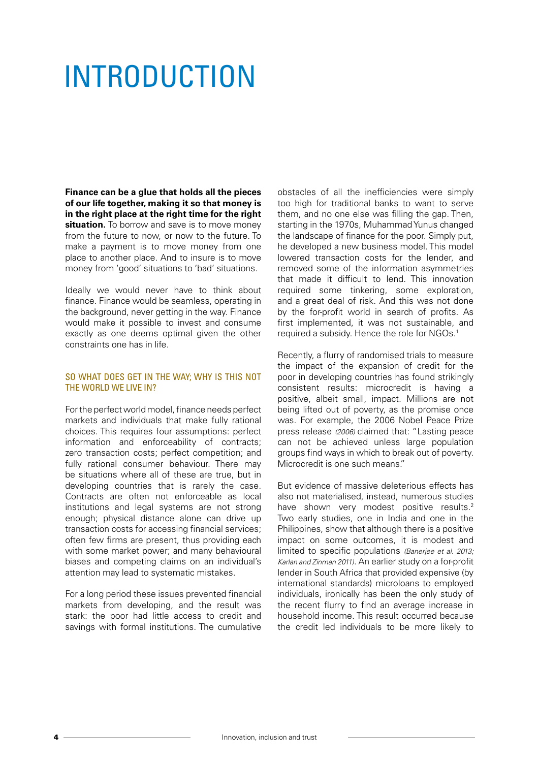# INTRODUCTION

**Finance can be a glue that holds all the pieces of our life together, making it so that money is in the right place at the right time for the right situation.** To borrow and save is to move money from the future to now, or now to the future. To make a payment is to move money from one place to another place. And to insure is to move money from 'good' situations to 'bad' situations.

Ideally we would never have to think about finance. Finance would be seamless, operating in the background, never getting in the way. Finance would make it possible to invest and consume exactly as one deems optimal given the other constraints one has in life.

## SO WHAT DOES GET IN THE WAY; WHY IS THIS NOT THE WORLD WE LIVE IN?

For the perfect world model, finance needs perfect markets and individuals that make fully rational choices. This requires four assumptions: perfect information and enforceability of contracts; zero transaction costs; perfect competition; and fully rational consumer behaviour. There may be situations where all of these are true, but in developing countries that is rarely the case. Contracts are often not enforceable as local institutions and legal systems are not strong enough; physical distance alone can drive up transaction costs for accessing financial services; often few firms are present, thus providing each with some market power; and many behavioural biases and competing claims on an individual's attention may lead to systematic mistakes.

For a long period these issues prevented financial markets from developing, and the result was stark: the poor had little access to credit and savings with formal institutions. The cumulative obstacles of all the inefficiencies were simply too high for traditional banks to want to serve them, and no one else was filling the gap. Then, starting in the 1970s, Muhammad Yunus changed the landscape of finance for the poor. Simply put, he developed a new business model. This model lowered transaction costs for the lender, and removed some of the information asymmetries that made it difficult to lend. This innovation required some tinkering, some exploration, and a great deal of risk. And this was not done by the for-profit world in search of profits. As first implemented, it was not sustainable, and required a subsidy. Hence the role for NGOs.[1]

Recently, a flurry of randomised trials to measure the impact of the expansion of credit for the poor in developing countries has found strikingly consistent results: microcredit is having a positive, albeit small, impact. Millions are not being lifted out of poverty, as the promise once was. For example, the 2006 Nobel Peace Prize press release *(2006)* claimed that: "Lasting peace can not be achieved unless large population groups find ways in which to break out of poverty. Microcredit is one such means."

But evidence of massive deleterious effects has also not materialised, instead, numerous studies have shown very modest positive results.[2] Two early studies, one in India and one in the Philippines, show that although there is a positive impact on some outcomes, it is modest and limited to specific populations *(Banerjee et al. 2013; Karlan and Zinman 2011)*. An earlier study on a for-profit lender in South Africa that provided expensive (by international standards) microloans to employed individuals, ironically has been the only study of the recent flurry to find an average increase in household income. This result occurred because the credit led individuals to be more likely to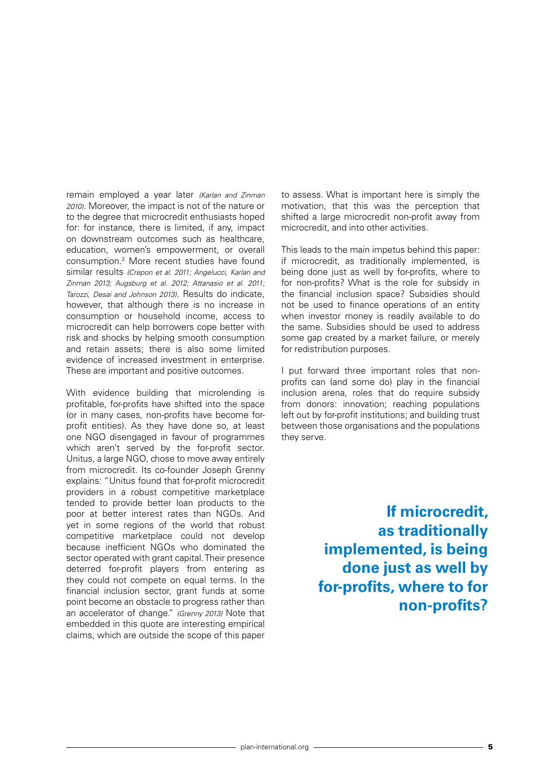remain employed a year later *(Karlan and Zinman 2010)*. Moreover, the impact is not of the nature or to the degree that microcredit enthusiasts hoped for: for instance, there is limited, if any, impact on downstream outcomes such as healthcare, education, women's empowerment, or overall consumption.[3] More recent studies have found similar results *(Crepon et al. 2011; Angelucci, Karlan and Zinman 2013; Augsburg et al. 2012; Attanasio et al. 2011; Tarozzi, Desai and Johnson 2013)*. Results do indicate, however, that although there is no increase in consumption or household income, access to microcredit can help borrowers cope better with risk and shocks by helping smooth consumption and retain assets; there is also some limited evidence of increased investment in enterprise. These are important and positive outcomes.

With evidence building that microlending is profitable, for-profits have shifted into the space (or in many cases, non-profits have become for-profit entities). As they have done so, at least one NGO disengaged in favour of programmes which aren't served by the for-profit sector. Unitus, a large NGO, chose to move away entirely from microcredit. Its co-founder Joseph Grenny explains: "Unitus found that for-profit microcredit providers in a robust competitive marketplace tended to provide better loan products to the poor at better interest rates than NGOs. And yet in some regions of the world that robust competitive marketplace could not develop because inefficient NGOs who dominated the sector operated with grant capital. Their presence deterred for-profit players from entering as they could not compete on equal terms. In the financial inclusion sector, grant funds at some point become an obstacle to progress rather than an accelerator of change." *(Grenny 2013)* Note that embedded in this quote are interesting empirical claims, which are outside the scope of this paper to assess. What is important here is simply the motivation, that this was the perception that shifted a large microcredit non-profit away from microcredit, and into other activities.

This leads to the main impetus behind this paper: if microcredit, as traditionally implemented, is being done just as well by for-profits, where to for non-profits? What is the role for subsidy in the financial inclusion space? Subsidies should not be used to finance operations of an entity when investor money is readily available to do the same. Subsidies should be used to address some gap created by a market failure, or merely for redistribution purposes.

I put forward three important roles that non-profits can (and some do) play in the financial inclusion arena, roles that do require subsidy from donors: innovation; reaching populations left out by for-profit institutions; and building trust between those organisations and the populations they serve.

**If microcredit, as traditionally implemented, is being done just as well by for-profits, where to for non-profits?**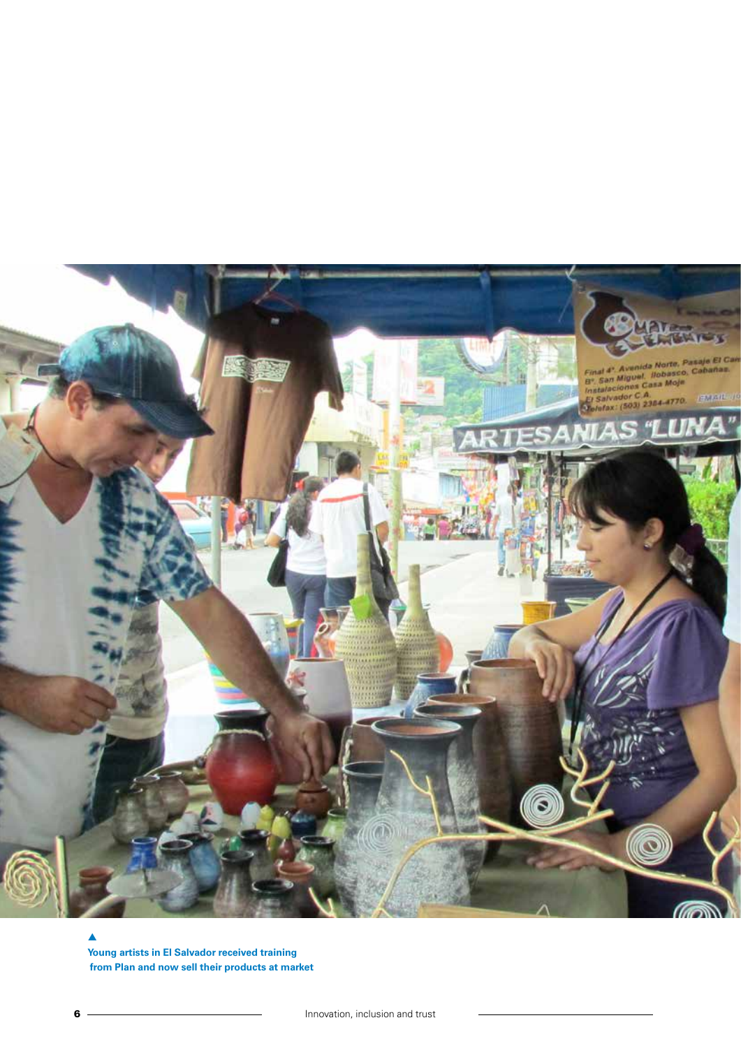Young artists in El Salvador received training from Plan and now sell their products at market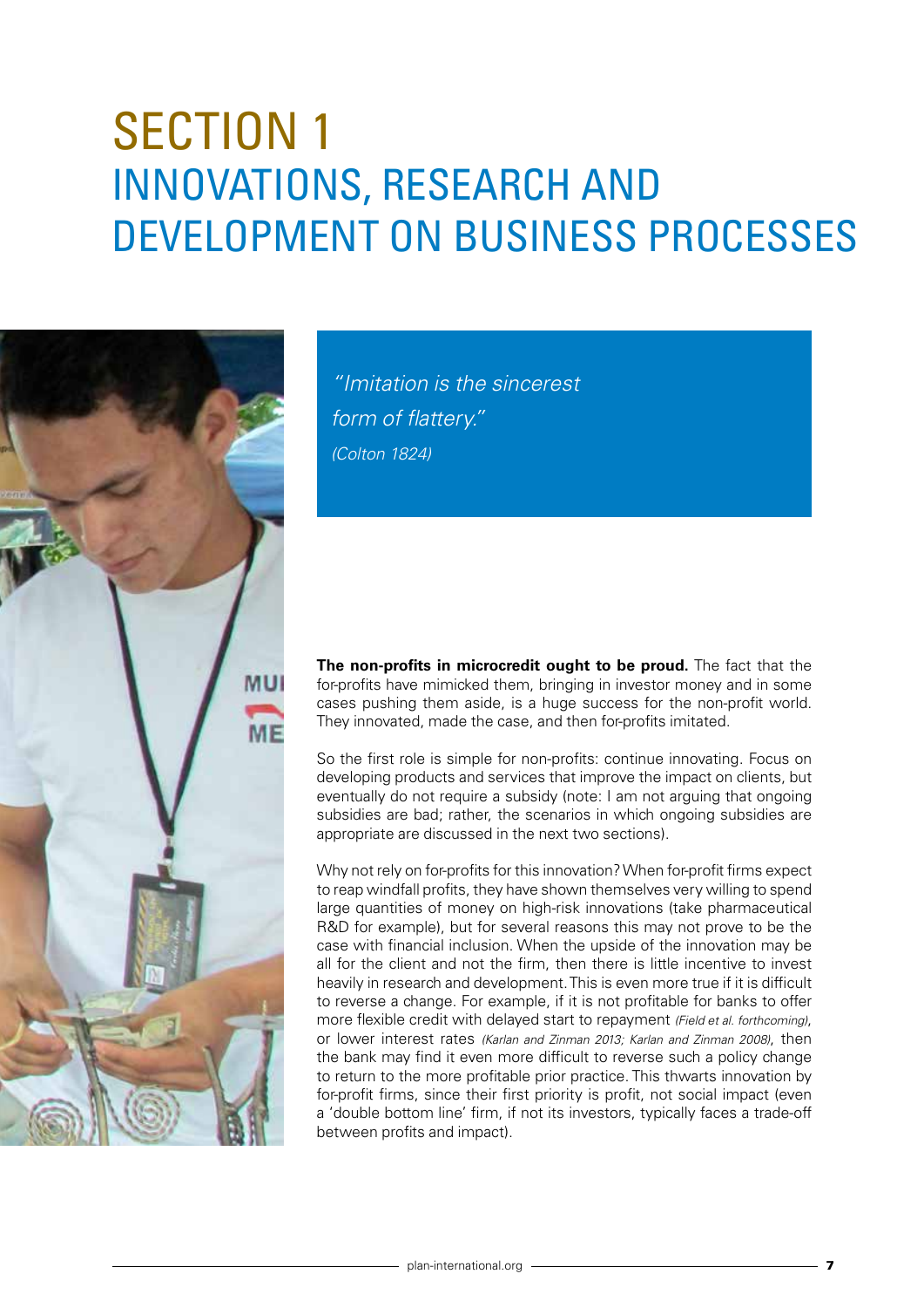# SECTION 1
# INNOVATIONS, RESEARCH AND DEVELOPMENT ON BUSINESS PROCESSES

> *"Imitation is the sincerest form of flattery."*
> *(Colton 1824)*

**The non-profits in microcredit ought to be proud.** The fact that the for-profits have mimicked them, bringing in investor money and in some cases pushing them aside, is a huge success for the non-profit world. They innovated, made the case, and then for-profits imitated.

So the first role is simple for non-profits: continue innovating. Focus on developing products and services that improve the impact on clients, but eventually do not require a subsidy (note: I am not arguing that ongoing subsidies are bad; rather, the scenarios in which ongoing subsidies are appropriate are discussed in the next two sections).

Why not rely on for-profits for this innovation? When for-profit firms expect to reap windfall profits, they have shown themselves very willing to spend large quantities of money on high-risk innovations (take pharmaceutical R&D for example), but for several reasons this may not prove to be the case with financial inclusion. When the upside of the innovation may be all for the client and not the firm, then there is little incentive to invest heavily in research and development. This is even more true if it is difficult to reverse a change. For example, if it is not profitable for banks to offer more flexible credit with delayed start to repayment *(Field et al. forthcoming)*, or lower interest rates *(Karlan and Zinman 2013; Karlan and Zinman 2008)*, then the bank may find it even more difficult to reverse such a policy change to return to the more profitable prior practice. This thwarts innovation by for-profit firms, since their first priority is profit, not social impact (even a 'double bottom line' firm, if not its investors, typically faces a trade-off between profits and impact).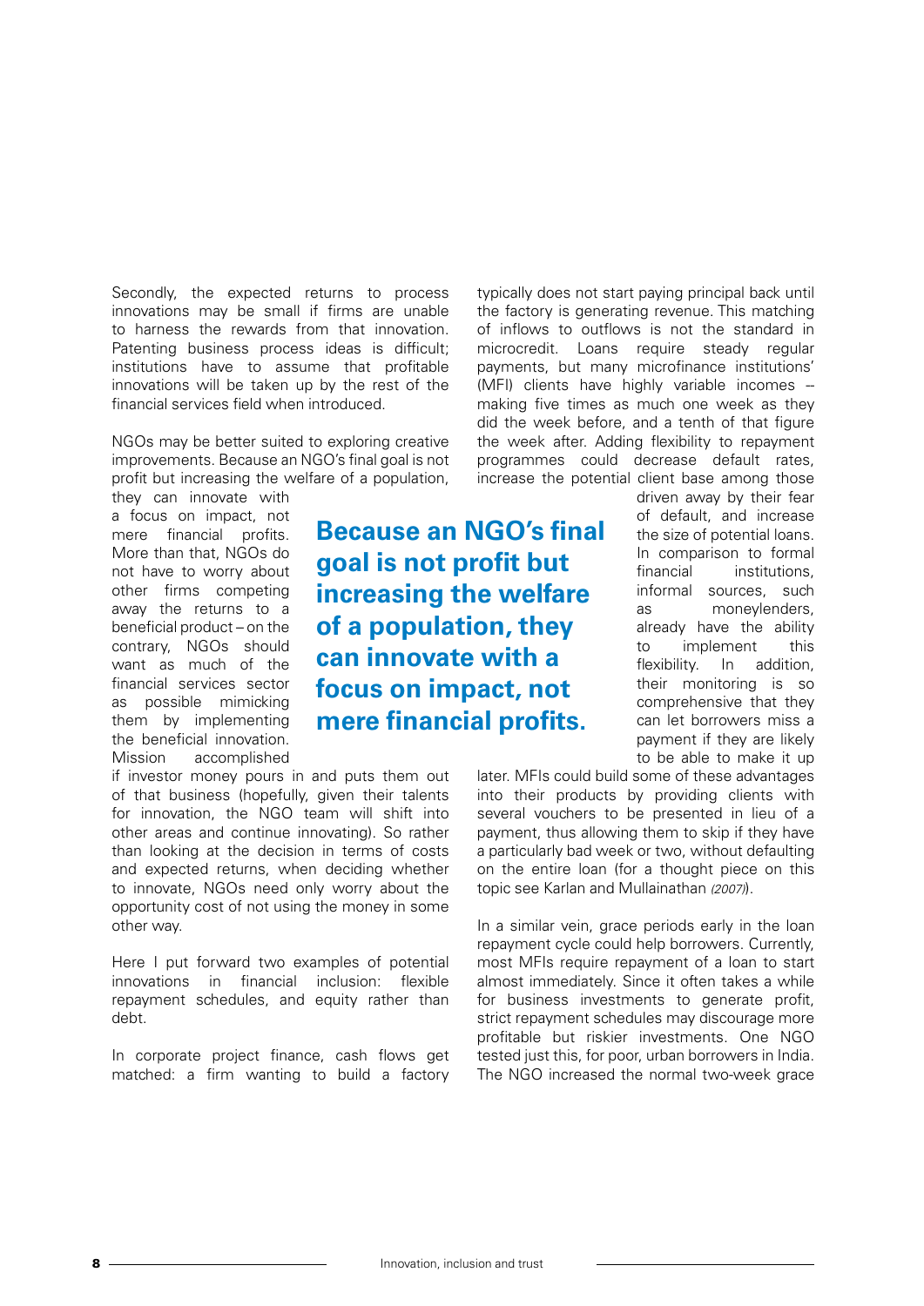Secondly, the expected returns to process innovations may be small if firms are unable to harness the rewards from that innovation. Patenting business process ideas is difficult; institutions have to assume that profitable innovations will be taken up by the rest of the financial services field when introduced.

NGOs may be better suited to exploring creative improvements. Because an NGO's final goal is not profit but increasing the welfare of a population, they can innovate with a focus on impact, not mere financial profits. More than that, NGOs do not have to worry about other firms competing away the returns to a beneficial product – on the contrary, NGOs should want as much of the financial services sector as possible mimicking them by implementing the beneficial innovation. Mission accomplished if investor money pours in and puts them out of that business (hopefully, given their talents for innovation, the NGO team will shift into other areas and continue innovating). So rather than looking at the decision in terms of costs and expected returns, when deciding whether to innovate, NGOs need only worry about the opportunity cost of not using the money in some other way.

**Because an NGO's final goal is not profit but increasing the welfare of a population, they can innovate with a focus on impact, not mere financial profits.**

Here I put forward two examples of potential innovations in financial inclusion: flexible repayment schedules, and equity rather than debt.

In corporate project finance, cash flows get matched: a firm wanting to build a factory typically does not start paying principal back until the factory is generating revenue. This matching of inflows to outflows is not the standard in microcredit. Loans require steady regular payments, but many microfinance institutions' (MFI) clients have highly variable incomes -- making five times as much one week as they did the week before, and a tenth of that figure the week after. Adding flexibility to repayment programmes could decrease default rates, increase the potential client base among those driven away by their fear of default, and increase the size of potential loans. In comparison to formal financial institutions, informal sources, such as moneylenders, already have the ability to implement this flexibility. In addition, their monitoring is so comprehensive that they can let borrowers miss a payment if they are likely to be able to make it up later. MFIs could build some of these advantages into their products by providing clients with several vouchers to be presented in lieu of a payment, thus allowing them to skip if they have a particularly bad week or two, without defaulting on the entire loan (for a thought piece on this topic see Karlan and Mullainathan *(2007)*).

In a similar vein, grace periods early in the loan repayment cycle could help borrowers. Currently, most MFIs require repayment of a loan to start almost immediately. Since it often takes a while for business investments to generate profit, strict repayment schedules may discourage more profitable but riskier investments. One NGO tested just this, for poor, urban borrowers in India. The NGO increased the normal two-week grace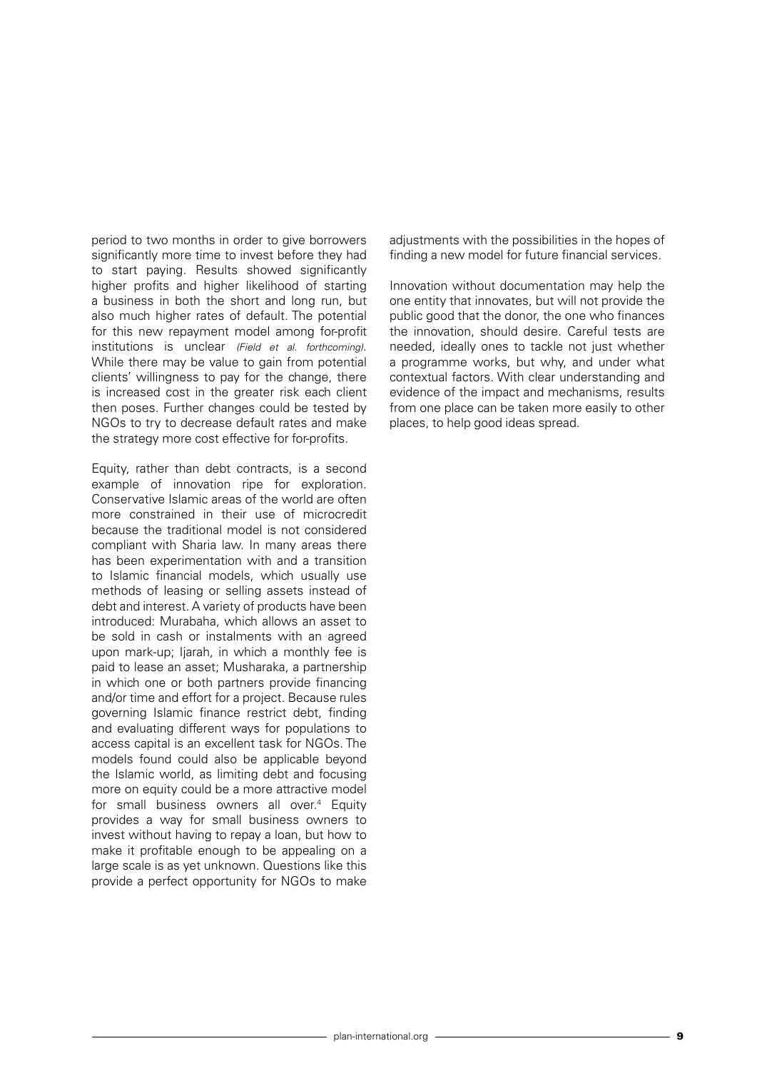period to two months in order to give borrowers significantly more time to invest before they had to start paying. Results showed significantly higher profits and higher likelihood of starting a business in both the short and long run, but also much higher rates of default. The potential for this new repayment model among for-profit institutions is unclear *(Field et al. forthcoming)*. While there may be value to gain from potential clients' willingness to pay for the change, there is increased cost in the greater risk each client then poses. Further changes could be tested by NGOs to try to decrease default rates and make the strategy more cost effective for for-profits.

Equity, rather than debt contracts, is a second example of innovation ripe for exploration. Conservative Islamic areas of the world are often more constrained in their use of microcredit because the traditional model is not considered compliant with Sharia law. In many areas there has been experimentation with and a transition to Islamic financial models, which usually use methods of leasing or selling assets instead of debt and interest. A variety of products have been introduced: Murabaha, which allows an asset to be sold in cash or instalments with an agreed upon mark-up; Ijarah, in which a monthly fee is paid to lease an asset; Musharaka, a partnership in which one or both partners provide financing and/or time and effort for a project. Because rules governing Islamic finance restrict debt, finding and evaluating different ways for populations to access capital is an excellent task for NGOs. The models found could also be applicable beyond the Islamic world, as limiting debt and focusing more on equity could be a more attractive model for small business owners all over.[4] Equity provides a way for small business owners to invest without having to repay a loan, but how to make it profitable enough to be appealing on a large scale is as yet unknown. Questions like this provide a perfect opportunity for NGOs to make adjustments with the possibilities in the hopes of finding a new model for future financial services.

Innovation without documentation may help the one entity that innovates, but will not provide the public good that the donor, the one who finances the innovation, should desire. Careful tests are needed, ideally ones to tackle not just whether a programme works, but why, and under what contextual factors. With clear understanding and evidence of the impact and mechanisms, results from one place can be taken more easily to other places, to help good ideas spread.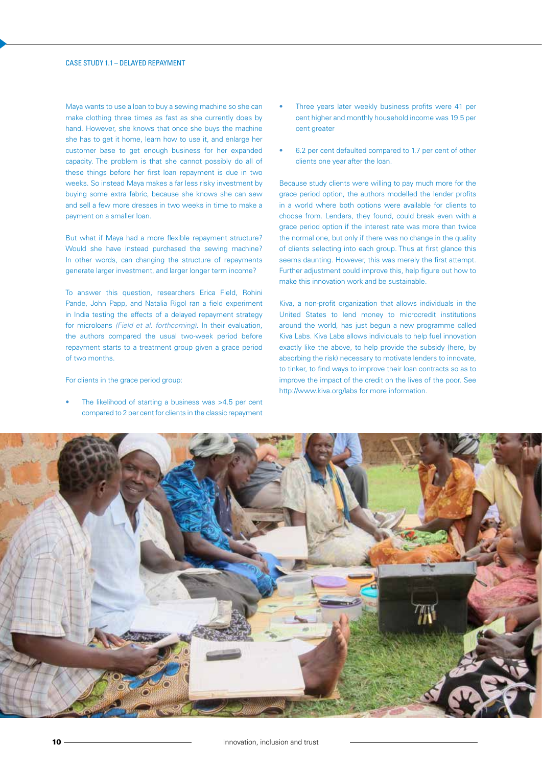## CASE STUDY 1.1 – DELAYED REPAYMENT

Maya wants to use a loan to buy a sewing machine so she can make clothing three times as fast as she currently does by hand. However, she knows that once she buys the machine she has to get it home, learn how to use it, and enlarge her customer base to get enough business for her expanded capacity. The problem is that she cannot possibly do all of these things before her first loan repayment is due in two weeks. So instead Maya makes a far less risky investment by buying some extra fabric, because she knows she can sew and sell a few more dresses in two weeks in time to make a payment on a smaller loan.

But what if Maya had a more flexible repayment structure? Would she have instead purchased the sewing machine? In other words, can changing the structure of repayments generate larger investment, and larger longer term income?

To answer this question, researchers Erica Field, Rohini Pande, John Papp, and Natalia Rigol ran a field experiment in India testing the effects of a delayed repayment strategy for microloans *(Field et al. forthcoming)*. In their evaluation, the authors compared the usual two-week period before repayment starts to a treatment group given a grace period of two months.

For clients in the grace period group:

- The likelihood of starting a business was >4.5 per cent compared to 2 per cent for clients in the classic repayment
- Three years later weekly business profits were 41 per cent higher and monthly household income was 19.5 per cent greater
- 6.2 per cent defaulted compared to 1.7 per cent of other clients one year after the loan.

Because study clients were willing to pay much more for the grace period option, the authors modelled the lender profits in a world where both options were available for clients to choose from. Lenders, they found, could break even with a grace period option if the interest rate was more than twice the normal one, but only if there was no change in the quality of clients selecting into each group. Thus at first glance this seems daunting. However, this was merely the first attempt. Further adjustment could improve this, help figure out how to make this innovation work and be sustainable.

Kiva, a non-profit organization that allows individuals in the United States to lend money to microcredit institutions around the world, has just begun a new programme called Kiva Labs. Kiva Labs allows individuals to help fuel innovation exactly like the above, to help provide the subsidy (here, by absorbing the risk) necessary to motivate lenders to innovate, to tinker, to find ways to improve their loan contracts so as to improve the impact of the credit on the lives of the poor. See http://www.kiva.org/labs for more information.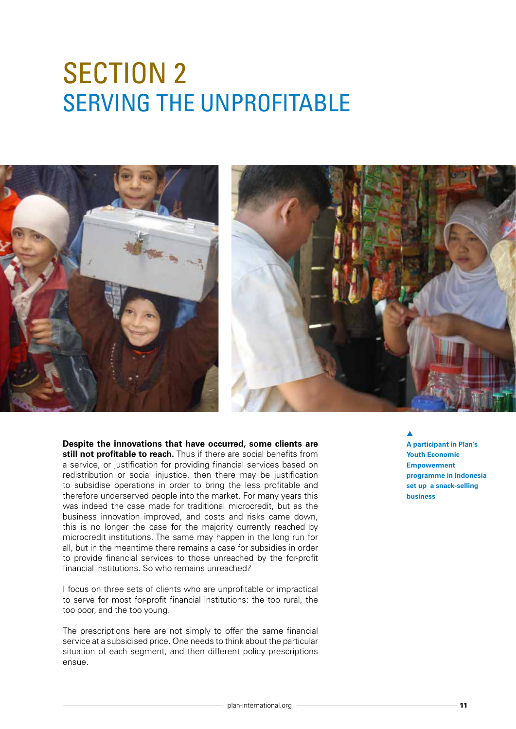# SECTION 2
# SERVING THE UNPROFITABLE

▲
**A participant in Plan's Youth Economic Empowerment programme in Indonesia set up a snack-selling business**

**Despite the innovations that have occurred, some clients are still not profitable to reach.** Thus if there are social benefits from a service, or justification for providing financial services based on redistribution or social injustice, then there may be justification to subsidise operations in order to bring the less profitable and therefore underserved people into the market. For many years this was indeed the case made for traditional microcredit, but as the business innovation improved, and costs and risks came down, this is no longer the case for the majority currently reached by microcredit institutions. The same may happen in the long run for all, but in the meantime there remains a case for subsidies in order to provide financial services to those unreached by the for-profit financial institutions. So who remains unreached?

I focus on three sets of clients who are unprofitable or impractical to serve for most for-profit financial institutions: the too rural, the too poor, and the too young.

The prescriptions here are not simply to offer the same financial service at a subsidised price. One needs to think about the particular situation of each segment, and then different policy prescriptions ensue.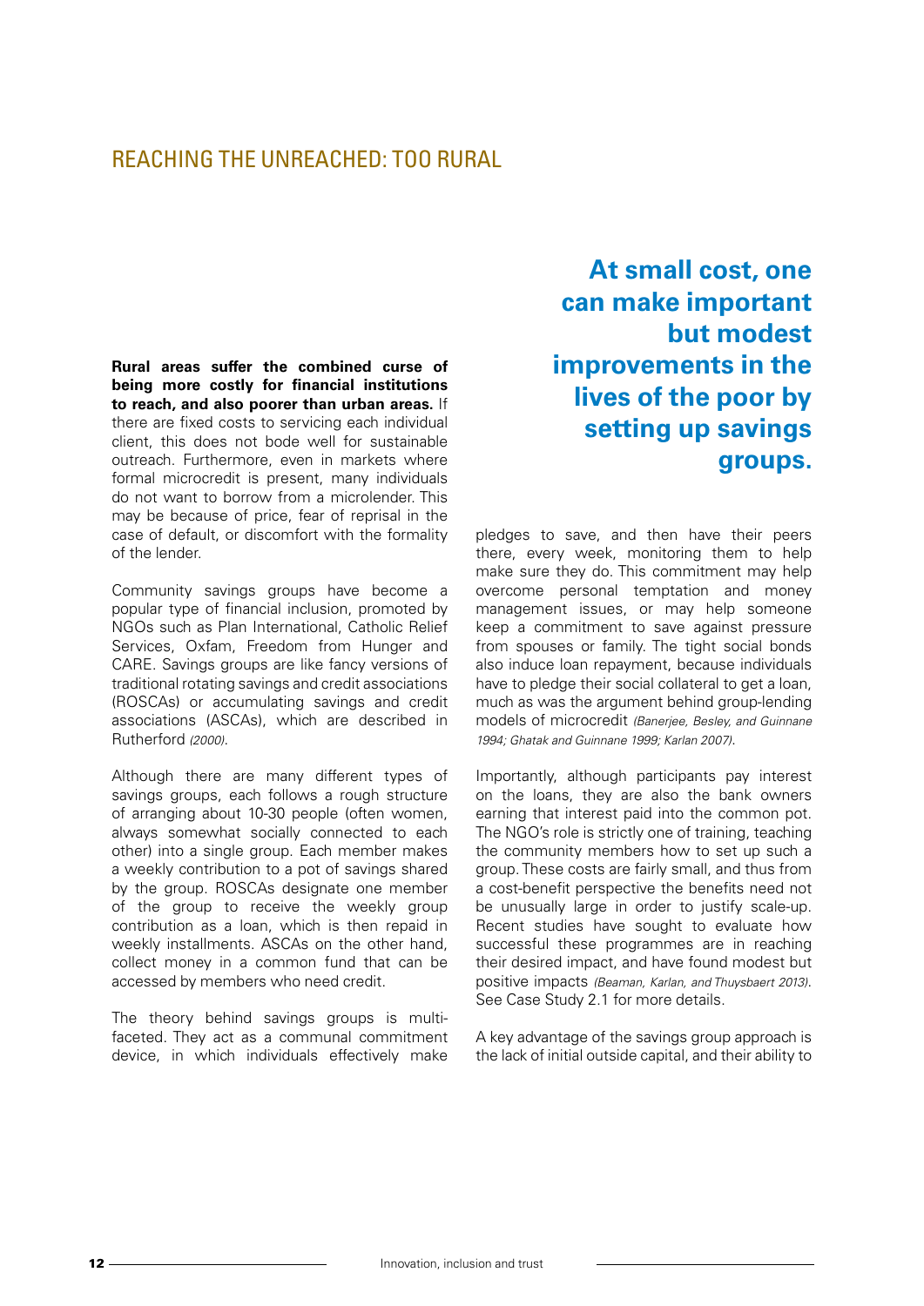## REACHING THE UNREACHED: TOO RURAL

**At small cost, one can make important but modest improvements in the lives of the poor by setting up savings groups.**

**Rural areas suffer the combined curse of being more costly for financial institutions to reach, and also poorer than urban areas.** If there are fixed costs to servicing each individual client, this does not bode well for sustainable outreach. Furthermore, even in markets where formal microcredit is present, many individuals do not want to borrow from a microlender. This may be because of price, fear of reprisal in the case of default, or discomfort with the formality of the lender.

Community savings groups have become a popular type of financial inclusion, promoted by NGOs such as Plan International, Catholic Relief Services, Oxfam, Freedom from Hunger and CARE. Savings groups are like fancy versions of traditional rotating savings and credit associations (ROSCAs) or accumulating savings and credit associations (ASCAs), which are described in Rutherford *(2000)*.

Although there are many different types of savings groups, each follows a rough structure of arranging about 10-30 people (often women, always somewhat socially connected to each other) into a single group. Each member makes a weekly contribution to a pot of savings shared by the group. ROSCAs designate one member of the group to receive the weekly group contribution as a loan, which is then repaid in weekly installments. ASCAs on the other hand, collect money in a common fund that can be accessed by members who need credit.

The theory behind savings groups is multi-faceted. They act as a communal commitment device, in which individuals effectively make pledges to save, and then have their peers there, every week, monitoring them to help make sure they do. This commitment may help overcome personal temptation and money management issues, or may help someone keep a commitment to save against pressure from spouses or family. The tight social bonds also induce loan repayment, because individuals have to pledge their social collateral to get a loan, much as was the argument behind group-lending models of microcredit *(Banerjee, Besley, and Guinnane 1994; Ghatak and Guinnane 1999; Karlan 2007)*.

Importantly, although participants pay interest on the loans, they are also the bank owners earning that interest paid into the common pot. The NGO's role is strictly one of training, teaching the community members how to set up such a group. These costs are fairly small, and thus from a cost-benefit perspective the benefits need not be unusually large in order to justify scale-up. Recent studies have sought to evaluate how successful these programmes are in reaching their desired impact, and have found modest but positive impacts *(Beaman, Karlan, and Thuysbaert 2013)*. See Case Study 2.1 for more details.

A key advantage of the savings group approach is the lack of initial outside capital, and their ability to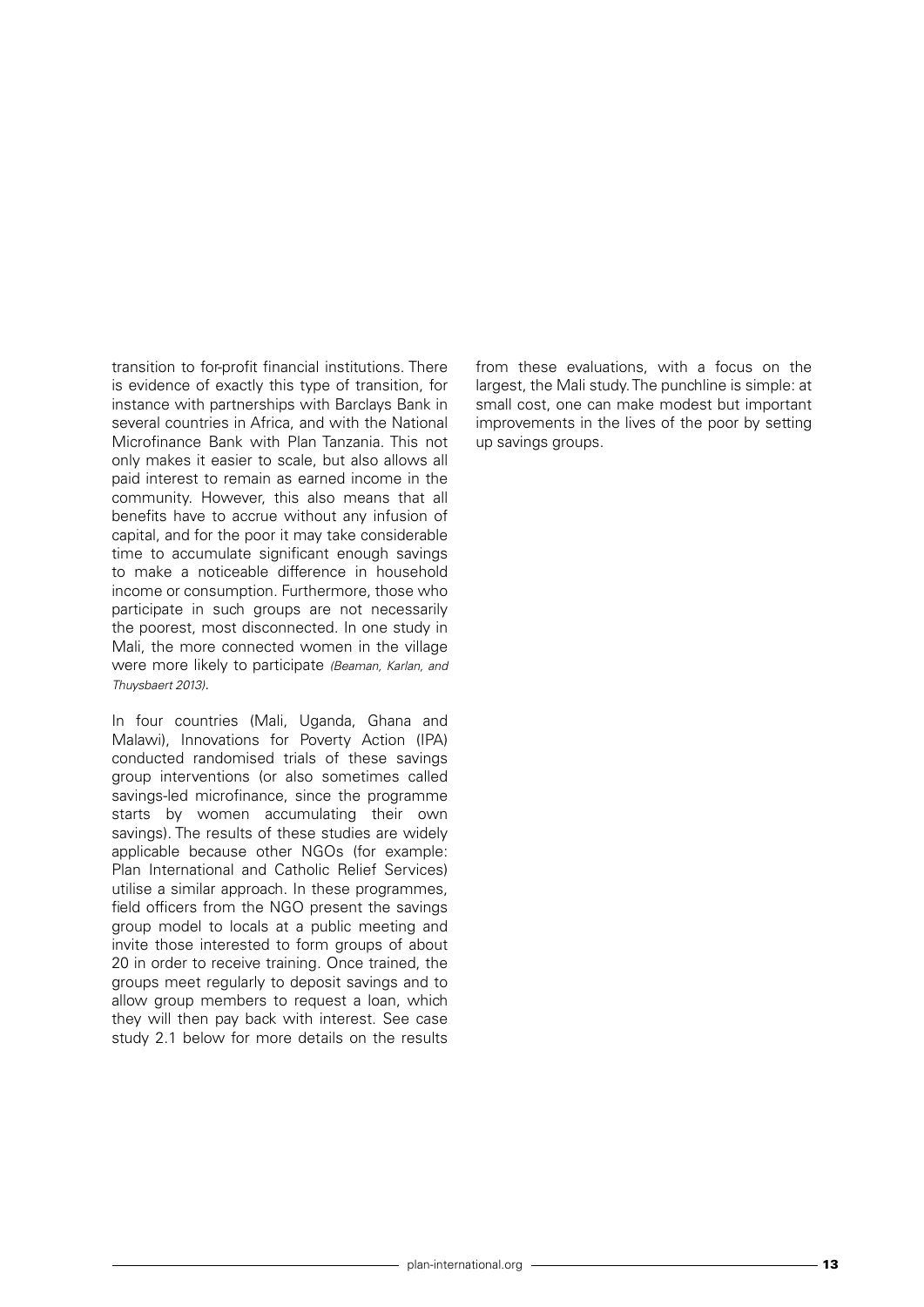transition to for-profit financial institutions. There is evidence of exactly this type of transition, for instance with partnerships with Barclays Bank in several countries in Africa, and with the National Microfinance Bank with Plan Tanzania. This not only makes it easier to scale, but also allows all paid interest to remain as earned income in the community. However, this also means that all benefits have to accrue without any infusion of capital, and for the poor it may take considerable time to accumulate significant enough savings to make a noticeable difference in household income or consumption. Furthermore, those who participate in such groups are not necessarily the poorest, most disconnected. In one study in Mali, the more connected women in the village were more likely to participate *(Beaman, Karlan, and Thuysbaert 2013)*.

In four countries (Mali, Uganda, Ghana and Malawi), Innovations for Poverty Action (IPA) conducted randomised trials of these savings group interventions (or also sometimes called savings-led microfinance, since the programme starts by women accumulating their own savings). The results of these studies are widely applicable because other NGOs (for example: Plan International and Catholic Relief Services) utilise a similar approach. In these programmes, field officers from the NGO present the savings group model to locals at a public meeting and invite those interested to form groups of about 20 in order to receive training. Once trained, the groups meet regularly to deposit savings and to allow group members to request a loan, which they will then pay back with interest. See case study 2.1 below for more details on the results from these evaluations, with a focus on the largest, the Mali study. The punchline is simple: at small cost, one can make modest but important improvements in the lives of the poor by setting up savings groups.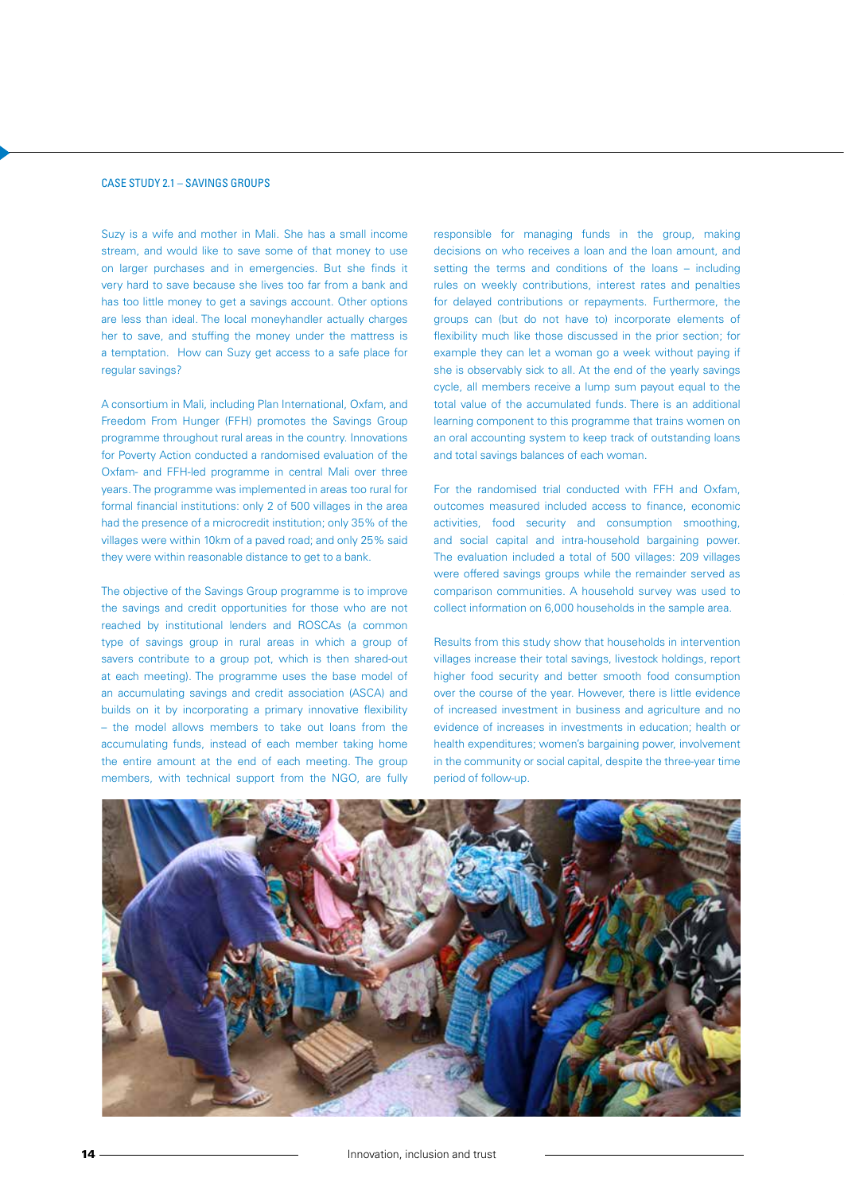## CASE STUDY 2.1 – SAVINGS GROUPS

Suzy is a wife and mother in Mali. She has a small income stream, and would like to save some of that money to use on larger purchases and in emergencies. But she finds it very hard to save because she lives too far from a bank and has too little money to get a savings account. Other options are less than ideal. The local moneyhandler actually charges her to save, and stuffing the money under the mattress is a temptation. How can Suzy get access to a safe place for regular savings?

A consortium in Mali, including Plan International, Oxfam, and Freedom From Hunger (FFH) promotes the Savings Group programme throughout rural areas in the country. Innovations for Poverty Action conducted a randomised evaluation of the Oxfam- and FFH-led programme in central Mali over three years. The programme was implemented in areas too rural for formal financial institutions: only 2 of 500 villages in the area had the presence of a microcredit institution; only 35% of the villages were within 10km of a paved road; and only 25% said they were within reasonable distance to get to a bank.

The objective of the Savings Group programme is to improve the savings and credit opportunities for those who are not reached by institutional lenders and ROSCAs (a common type of savings group in rural areas in which a group of savers contribute to a group pot, which is then shared-out at each meeting). The programme uses the base model of an accumulating savings and credit association (ASCA) and builds on it by incorporating a primary innovative flexibility – the model allows members to take out loans from the accumulating funds, instead of each member taking home the entire amount at the end of each meeting. The group members, with technical support from the NGO, are fully responsible for managing funds in the group, making decisions on who receives a loan and the loan amount, and setting the terms and conditions of the loans – including rules on weekly contributions, interest rates and penalties for delayed contributions or repayments. Furthermore, the groups can (but do not have to) incorporate elements of flexibility much like those discussed in the prior section; for example they can let a woman go a week without paying if she is observably sick to all. At the end of the yearly savings cycle, all members receive a lump sum payout equal to the total value of the accumulated funds. There is an additional learning component to this programme that trains women on an oral accounting system to keep track of outstanding loans and total savings balances of each woman.

For the randomised trial conducted with FFH and Oxfam, outcomes measured included access to finance, economic activities, food security and consumption smoothing, and social capital and intra-household bargaining power. The evaluation included a total of 500 villages: 209 villages were offered savings groups while the remainder served as comparison communities. A household survey was used to collect information on 6,000 households in the sample area.

Results from this study show that households in intervention villages increase their total savings, livestock holdings, report higher food security and better smooth food consumption over the course of the year. However, there is little evidence of increased investment in business and agriculture and no evidence of increases in investments in education; health or health expenditures; women's bargaining power, involvement in the community or social capital, despite the three-year time period of follow-up.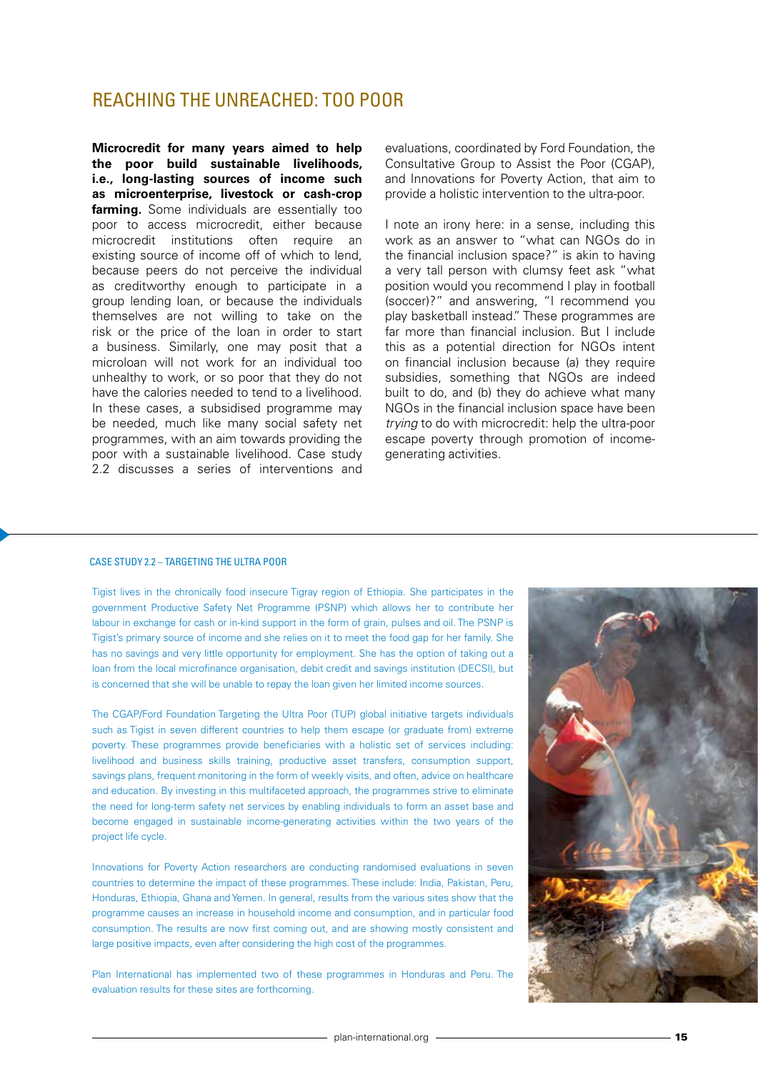## REACHING THE UNREACHED: TOO POOR

**Microcredit for many years aimed to help the poor build sustainable livelihoods, i.e., long-lasting sources of income such as microenterprise, livestock or cash-crop farming.** Some individuals are essentially too poor to access microcredit, either because microcredit institutions often require an existing source of income off of which to lend, because peers do not perceive the individual as creditworthy enough to participate in a group lending loan, or because the individuals themselves are not willing to take on the risk or the price of the loan in order to start a business. Similarly, one may posit that a microloan will not work for an individual too unhealthy to work, or so poor that they do not have the calories needed to tend to a livelihood. In these cases, a subsidised programme may be needed, much like many social safety net programmes, with an aim towards providing the poor with a sustainable livelihood. Case study 2.2 discusses a series of interventions and evaluations, coordinated by Ford Foundation, the Consultative Group to Assist the Poor (CGAP), and Innovations for Poverty Action, that aim to provide a holistic intervention to the ultra-poor.

I note an irony here: in a sense, including this work as an answer to "what can NGOs do in the financial inclusion space?" is akin to having a very tall person with clumsy feet ask "what position would you recommend I play in football (soccer)?" and answering, "I recommend you play basketball instead." These programmes are far more than financial inclusion. But I include this as a potential direction for NGOs intent on financial inclusion because (a) they require subsidies, something that NGOs are indeed built to do, and (b) they do achieve what many NGOs in the financial inclusion space have been *trying* to do with microcredit: help the ultra-poor escape poverty through promotion of income-generating activities.

### CASE STUDY 2.2 – TARGETING THE ULTRA POOR

Tigist lives in the chronically food insecure Tigray region of Ethiopia. She participates in the government Productive Safety Net Programme (PSNP) which allows her to contribute her labour in exchange for cash or in-kind support in the form of grain, pulses and oil. The PSNP is Tigist's primary source of income and she relies on it to meet the food gap for her family. She has no savings and very little opportunity for employment. She has the option of taking out a loan from the local microfinance organisation, debit credit and savings institution (DECSI), but is concerned that she will be unable to repay the loan given her limited income sources.

The CGAP/Ford Foundation Targeting the Ultra Poor (TUP) global initiative targets individuals such as Tigist in seven different countries to help them escape (or graduate from) extreme poverty. These programmes provide beneficiaries with a holistic set of services including: livelihood and business skills training, productive asset transfers, consumption support, savings plans, frequent monitoring in the form of weekly visits, and often, advice on healthcare and education. By investing in this multifaceted approach, the programmes strive to eliminate the need for long-term safety net services by enabling individuals to form an asset base and become engaged in sustainable income-generating activities within the two years of the project life cycle.

Innovations for Poverty Action researchers are conducting randomised evaluations in seven countries to determine the impact of these programmes. These include: India, Pakistan, Peru, Honduras, Ethiopia, Ghana and Yemen. In general, results from the various sites show that the programme causes an increase in household income and consumption, and in particular food consumption. The results are now first coming out, and are showing mostly consistent and large positive impacts, even after considering the high cost of the programmes.

Plan International has implemented two of these programmes in Honduras and Peru. The evaluation results for these sites are forthcoming.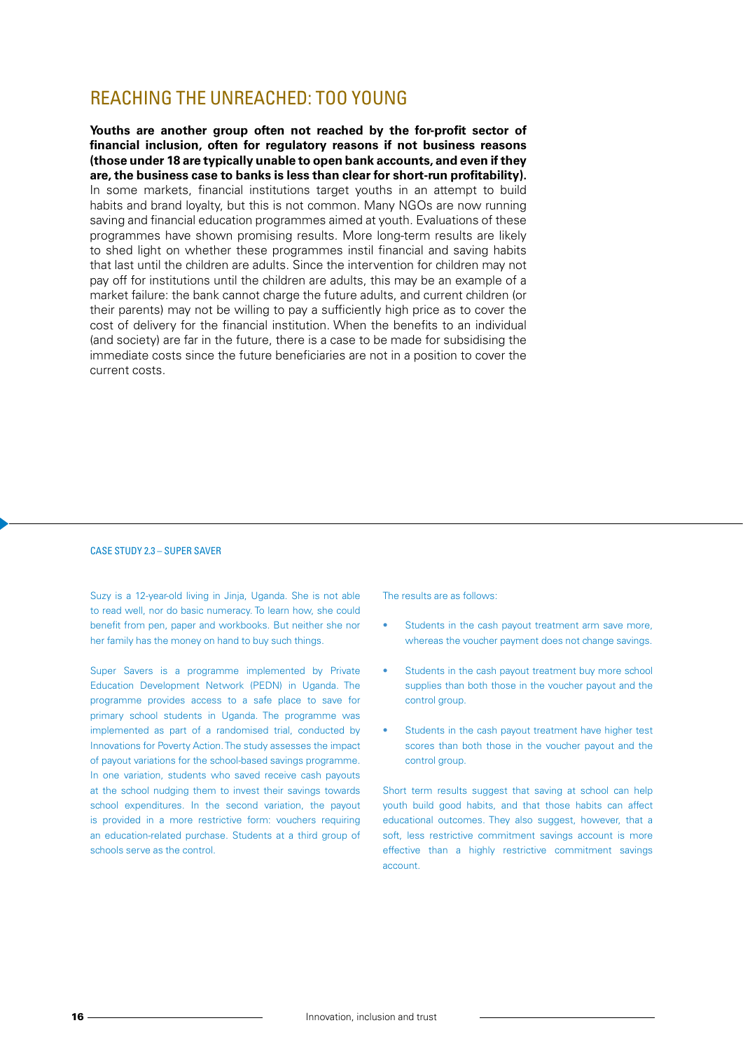## REACHING THE UNREACHED: TOO YOUNG

**Youths are another group often not reached by the for-profit sector of financial inclusion, often for regulatory reasons if not business reasons (those under 18 are typically unable to open bank accounts, and even if they are, the business case to banks is less than clear for short-run profitability).** In some markets, financial institutions target youths in an attempt to build habits and brand loyalty, but this is not common. Many NGOs are now running saving and financial education programmes aimed at youth. Evaluations of these programmes have shown promising results. More long-term results are likely to shed light on whether these programmes instil financial and saving habits that last until the children are adults. Since the intervention for children may not pay off for institutions until the children are adults, this may be an example of a market failure: the bank cannot charge the future adults, and current children (or their parents) may not be willing to pay a sufficiently high price as to cover the cost of delivery for the financial institution. When the benefits to an individual (and society) are far in the future, there is a case to be made for subsidising the immediate costs since the future beneficiaries are not in a position to cover the current costs.

### CASE STUDY 2.3 – SUPER SAVER

Suzy is a 12-year-old living in Jinja, Uganda. She is not able to read well, nor do basic numeracy. To learn how, she could benefit from pen, paper and workbooks. But neither she nor her family has the money on hand to buy such things.

Super Savers is a programme implemented by Private Education Development Network (PEDN) in Uganda. The programme provides access to a safe place to save for primary school students in Uganda. The programme was implemented as part of a randomised trial, conducted by Innovations for Poverty Action. The study assesses the impact of payout variations for the school-based savings programme. In one variation, students who saved receive cash payouts at the school nudging them to invest their savings towards school expenditures. In the second variation, the payout is provided in a more restrictive form: vouchers requiring an education-related purchase. Students at a third group of schools serve as the control.

The results are as follows:

- Students in the cash payout treatment arm save more, whereas the voucher payment does not change savings.
- Students in the cash payout treatment buy more school supplies than both those in the voucher payout and the control group.
- Students in the cash payout treatment have higher test scores than both those in the voucher payout and the control group.

Short term results suggest that saving at school can help youth build good habits, and that those habits can affect educational outcomes. They also suggest, however, that a soft, less restrictive commitment savings account is more effective than a highly restrictive commitment savings account.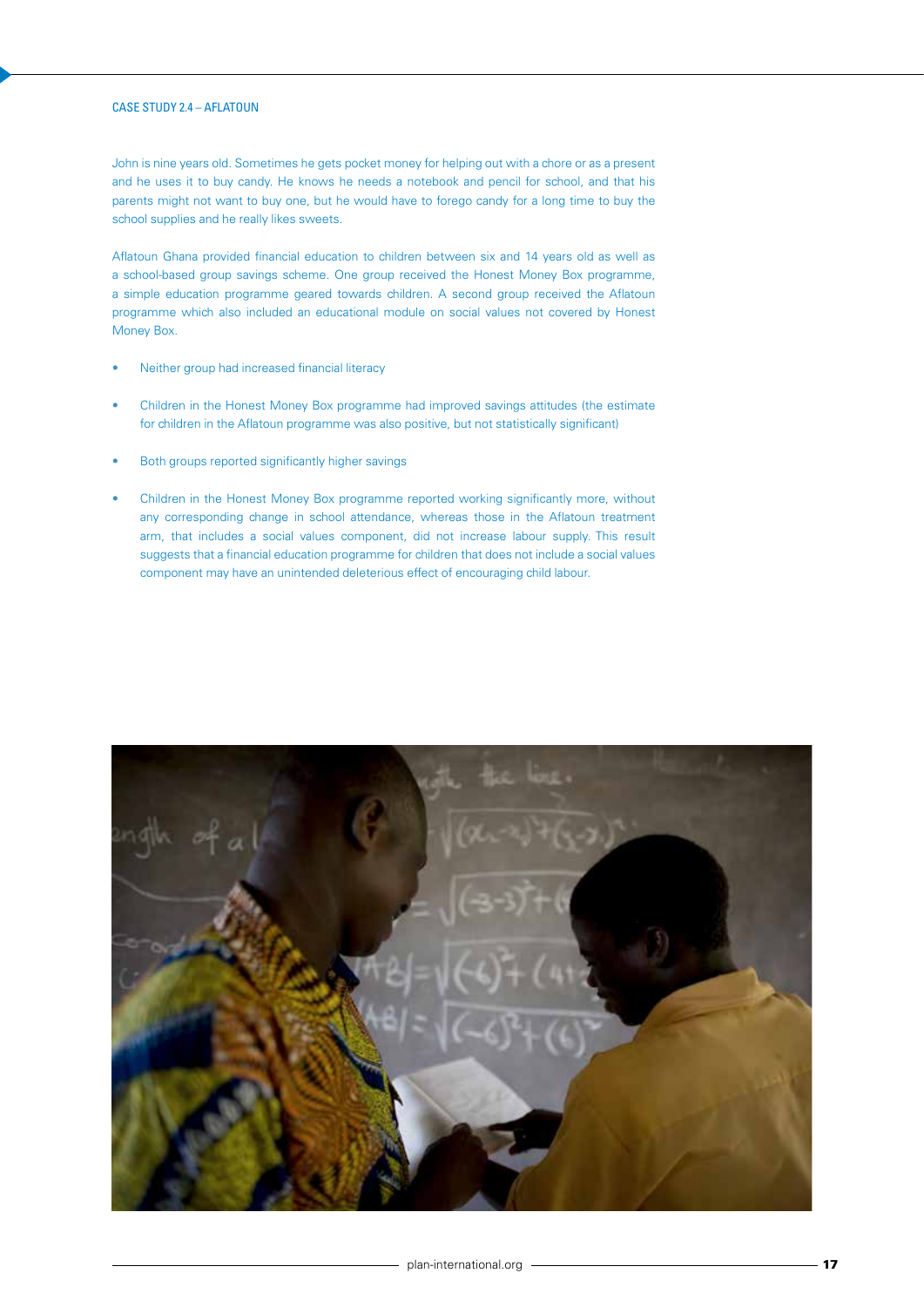CASE STUDY 2.4 – AFLATOUN

John is nine years old. Sometimes he gets pocket money for helping out with a chore or as a present and he uses it to buy candy. He knows he needs a notebook and pencil for school, and that his parents might not want to buy one, but he would have to forego candy for a long time to buy the school supplies and he really likes sweets.

Aflatoun Ghana provided financial education to children between six and 14 years old as well as a school-based group savings scheme. One group received the Honest Money Box programme, a simple education programme geared towards children. A second group received the Aflatoun programme which also included an educational module on social values not covered by Honest Money Box.

- Neither group had increased financial literacy
- Children in the Honest Money Box programme had improved savings attitudes (the estimate for children in the Aflatoun programme was also positive, but not statistically significant)
- Both groups reported significantly higher savings
- Children in the Honest Money Box programme reported working significantly more, without any corresponding change in school attendance, whereas those in the Aflatoun treatment arm, that includes a social values component, did not increase labour supply. This result suggests that a financial education programme for children that does not include a social values component may have an unintended deleterious effect of encouraging child labour.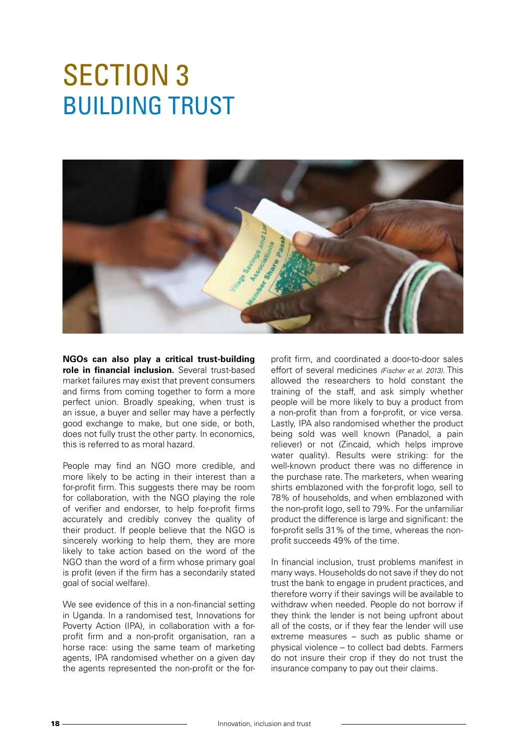# SECTION 3
## BUILDING TRUST

**NGOs can also play a critical trust-building role in financial inclusion.** Several trust-based market failures may exist that prevent consumers and firms from coming together to form a more perfect union. Broadly speaking, when trust is an issue, a buyer and seller may have a perfectly good exchange to make, but one side, or both, does not fully trust the other party. In economics, this is referred to as moral hazard.

People may find an NGO more credible, and more likely to be acting in their interest than a for-profit firm. This suggests there may be room for collaboration, with the NGO playing the role of verifier and endorser, to help for-profit firms accurately and credibly convey the quality of their product. If people believe that the NGO is sincerely working to help them, they are more likely to take action based on the word of the NGO than the word of a firm whose primary goal is profit (even if the firm has a secondarily stated goal of social welfare).

We see evidence of this in a non-financial setting in Uganda. In a randomised test, Innovations for Poverty Action (IPA), in collaboration with a for-profit firm and a non-profit organisation, ran a horse race: using the same team of marketing agents, IPA randomised whether on a given day the agents represented the non-profit or the for-profit firm, and coordinated a door-to-door sales effort of several medicines *(Fischer et al. 2013)*. This allowed the researchers to hold constant the training of the staff, and ask simply whether people will be more likely to buy a product from a non-profit than from a for-profit, or vice versa. Lastly, IPA also randomised whether the product being sold was well known (Panadol, a pain reliever) or not (Zincaid, which helps improve water quality). Results were striking: for the well-known product there was no difference in the purchase rate. The marketers, when wearing shirts emblazoned with the for-profit logo, sell to 78% of households, and when emblazoned with the non-profit logo, sell to 79%. For the unfamiliar product the difference is large and significant: the for-profit sells 31% of the time, whereas the non-profit succeeds 49% of the time.

In financial inclusion, trust problems manifest in many ways. Households do not save if they do not trust the bank to engage in prudent practices, and therefore worry if their savings will be available to withdraw when needed. People do not borrow if they think the lender is not being upfront about all of the costs, or if they fear the lender will use extreme measures – such as public shame or physical violence – to collect bad debts. Farmers do not insure their crop if they do not trust the insurance company to pay out their claims.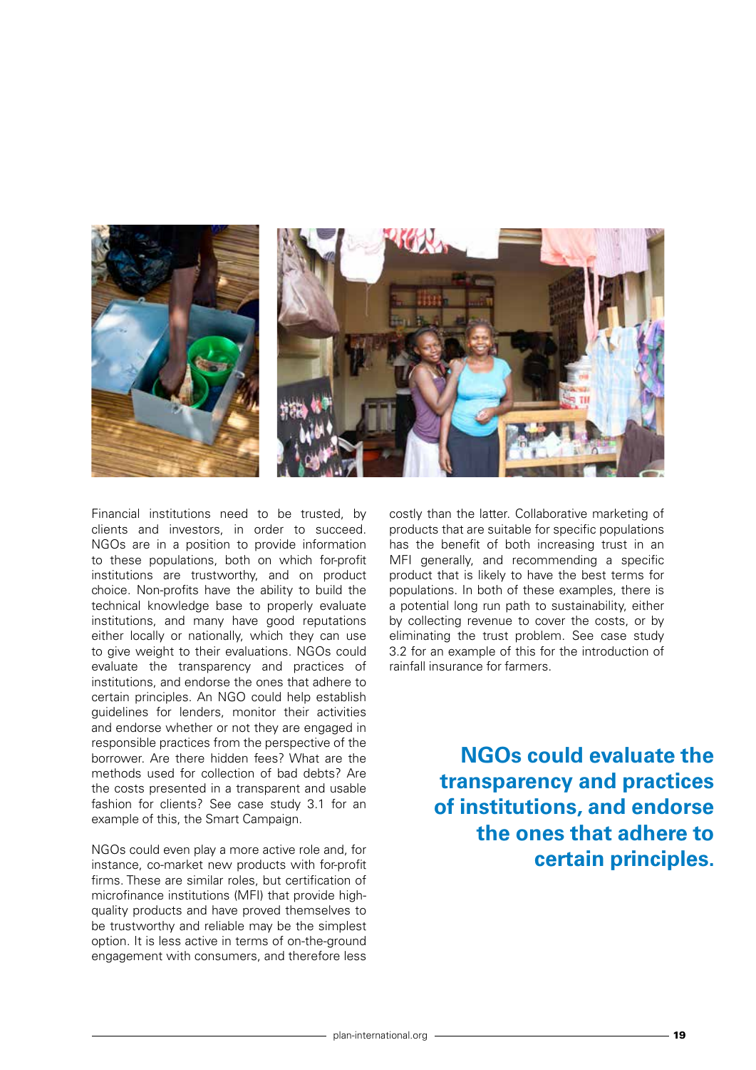Financial institutions need to be trusted, by clients and investors, in order to succeed. NGOs are in a position to provide information to these populations, both on which for-profit institutions are trustworthy, and on product choice. Non-profits have the ability to build the technical knowledge base to properly evaluate institutions, and many have good reputations either locally or nationally, which they can use to give weight to their evaluations. NGOs could evaluate the transparency and practices of institutions, and endorse the ones that adhere to certain principles. An NGO could help establish guidelines for lenders, monitor their activities and endorse whether or not they are engaged in responsible practices from the perspective of the borrower. Are there hidden fees? What are the methods used for collection of bad debts? Are the costs presented in a transparent and usable fashion for clients? See case study 3.1 for an example of this, the Smart Campaign.

NGOs could even play a more active role and, for instance, co-market new products with for-profit firms. These are similar roles, but certification of microfinance institutions (MFI) that provide high-quality products and have proved themselves to be trustworthy and reliable may be the simplest option. It is less active in terms of on-the-ground engagement with consumers, and therefore less costly than the latter. Collaborative marketing of products that are suitable for specific populations has the benefit of both increasing trust in an MFI generally, and recommending a specific product that is likely to have the best terms for populations. In both of these examples, there is a potential long run path to sustainability, either by collecting revenue to cover the costs, or by eliminating the trust problem. See case study 3.2 for an example of this for the introduction of rainfall insurance for farmers.

**NGOs could evaluate the transparency and practices of institutions, and endorse the ones that adhere to certain principles.**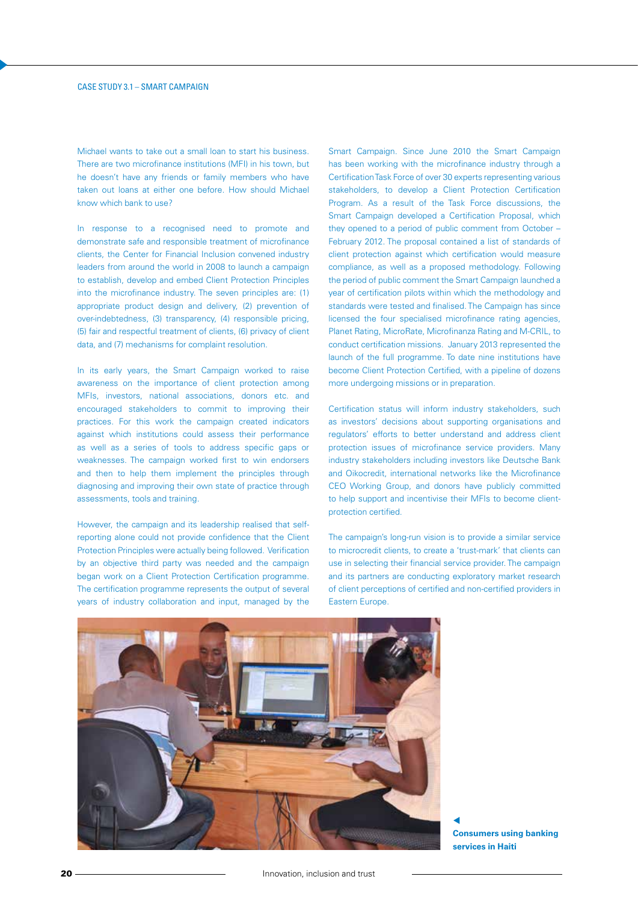## CASE STUDY 3.1 – SMART CAMPAIGN

Michael wants to take out a small loan to start his business. There are two microfinance institutions (MFI) in his town, but he doesn't have any friends or family members who have taken out loans at either one before. How should Michael know which bank to use?

In response to a recognised need to promote and demonstrate safe and responsible treatment of microfinance clients, the Center for Financial Inclusion convened industry leaders from around the world in 2008 to launch a campaign to establish, develop and embed Client Protection Principles into the microfinance industry. The seven principles are: (1) appropriate product design and delivery, (2) prevention of over-indebtedness, (3) transparency, (4) responsible pricing, (5) fair and respectful treatment of clients, (6) privacy of client data, and (7) mechanisms for complaint resolution.

In its early years, the Smart Campaign worked to raise awareness on the importance of client protection among MFIs, investors, national associations, donors etc. and encouraged stakeholders to commit to improving their practices. For this work the campaign created indicators against which institutions could assess their performance as well as a series of tools to address specific gaps or weaknesses. The campaign worked first to win endorsers and then to help them implement the principles through diagnosing and improving their own state of practice through assessments, tools and training.

However, the campaign and its leadership realised that self-reporting alone could not provide confidence that the Client Protection Principles were actually being followed. Verification by an objective third party was needed and the campaign began work on a Client Protection Certification programme. The certification programme represents the output of several years of industry collaboration and input, managed by the Smart Campaign. Since June 2010 the Smart Campaign has been working with the microfinance industry through a Certification Task Force of over 30 experts representing various stakeholders, to develop a Client Protection Certification Program. As a result of the Task Force discussions, the Smart Campaign developed a Certification Proposal, which they opened to a period of public comment from October – February 2012. The proposal contained a list of standards of client protection against which certification would measure compliance, as well as a proposed methodology. Following the period of public comment the Smart Campaign launched a year of certification pilots within which the methodology and standards were tested and finalised. The Campaign has since licensed the four specialised microfinance rating agencies, Planet Rating, MicroRate, Microfinanza Rating and M-CRIL, to conduct certification missions. January 2013 represented the launch of the full programme. To date nine institutions have become Client Protection Certified, with a pipeline of dozens more undergoing missions or in preparation.

Certification status will inform industry stakeholders, such as investors' decisions about supporting organisations and regulators' efforts to better understand and address client protection issues of microfinance service providers. Many industry stakeholders including investors like Deutsche Bank and Oikocredit, international networks like the Microfinance CEO Working Group, and donors have publicly committed to help support and incentivise their MFIs to become client-protection certified.

The campaign's long-run vision is to provide a similar service to microcredit clients, to create a 'trust-mark' that clients can use in selecting their financial service provider. The campaign and its partners are conducting exploratory market research of client perceptions of certified and non-certified providers in Eastern Europe.

**Consumers using banking services in Haiti**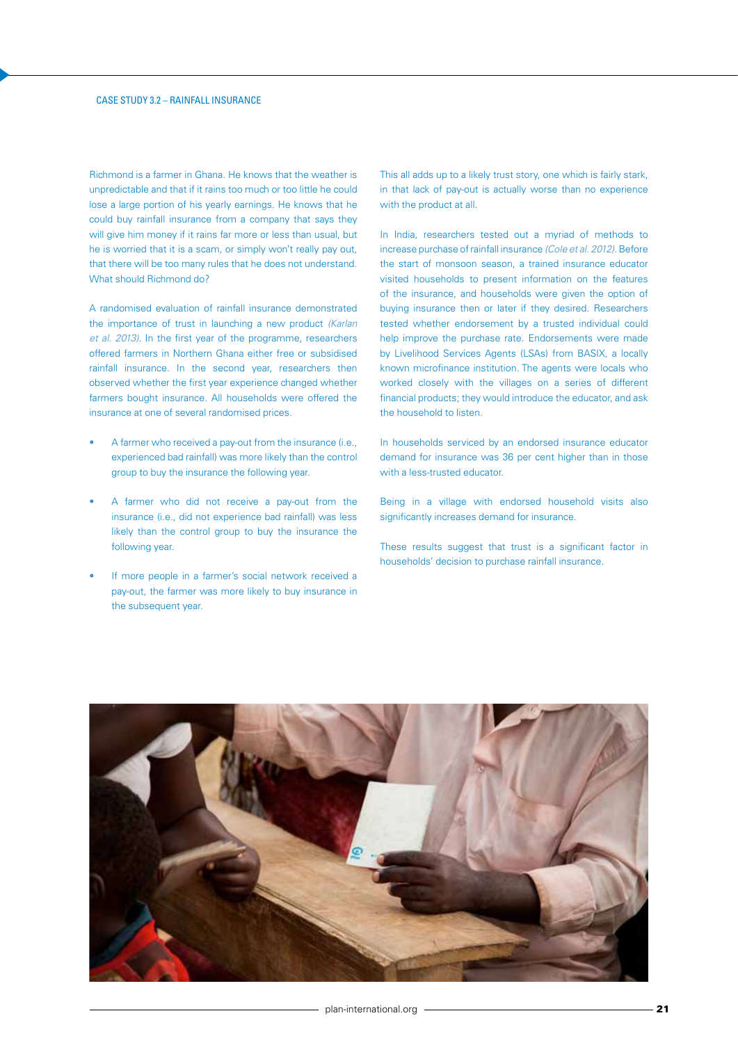CASE STUDY 3.2 – RAINFALL INSURANCE

Richmond is a farmer in Ghana. He knows that the weather is unpredictable and that if it rains too much or too little he could lose a large portion of his yearly earnings. He knows that he could buy rainfall insurance from a company that says they will give him money if it rains far more or less than usual, but he is worried that it is a scam, or simply won't really pay out, that there will be too many rules that he does not understand. What should Richmond do?

A randomised evaluation of rainfall insurance demonstrated the importance of trust in launching a new product *(Karlan et al. 2013)*. In the first year of the programme, researchers offered farmers in Northern Ghana either free or subsidised rainfall insurance. In the second year, researchers then observed whether the first year experience changed whether farmers bought insurance. All households were offered the insurance at one of several randomised prices.

- A farmer who received a pay-out from the insurance (i.e., experienced bad rainfall) was more likely than the control group to buy the insurance the following year.
- A farmer who did not receive a pay-out from the insurance (i.e., did not experience bad rainfall) was less likely than the control group to buy the insurance the following year.
- If more people in a farmer's social network received a pay-out, the farmer was more likely to buy insurance in the subsequent year.

This all adds up to a likely trust story, one which is fairly stark, in that lack of pay-out is actually worse than no experience with the product at all.

In India, researchers tested out a myriad of methods to increase purchase of rainfall insurance *(Cole et al. 2012)*. Before the start of monsoon season, a trained insurance educator visited households to present information on the features of the insurance, and households were given the option of buying insurance then or later if they desired. Researchers tested whether endorsement by a trusted individual could help improve the purchase rate. Endorsements were made by Livelihood Services Agents (LSAs) from BASIX, a locally known microfinance institution. The agents were locals who worked closely with the villages on a series of different financial products; they would introduce the educator, and ask the household to listen.

In households serviced by an endorsed insurance educator demand for insurance was 36 per cent higher than in those with a less-trusted educator.

Being in a village with endorsed household visits also significantly increases demand for insurance.

These results suggest that trust is a significant factor in households' decision to purchase rainfall insurance.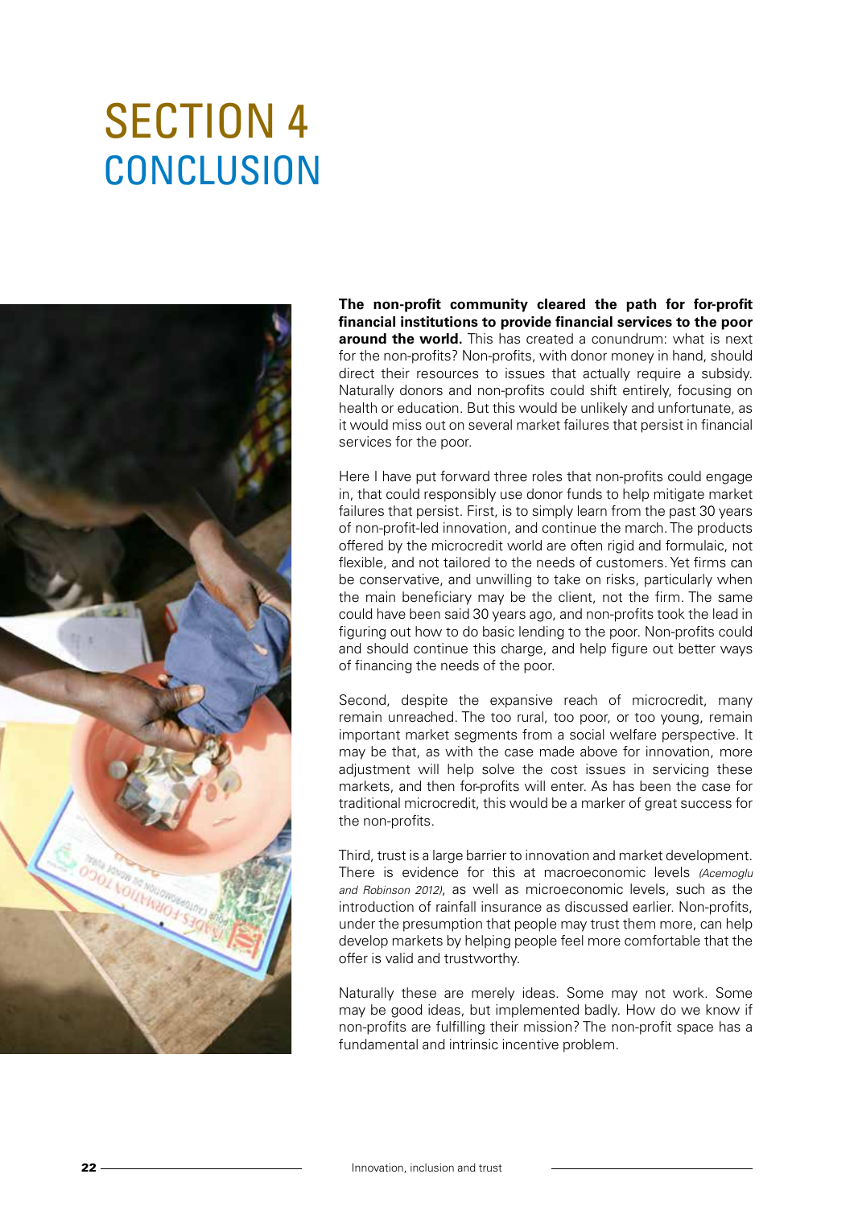# SECTION 4 CONCLUSION

**The non-profit community cleared the path for for-profit financial institutions to provide financial services to the poor around the world.** This has created a conundrum: what is next for the non-profits? Non-profits, with donor money in hand, should direct their resources to issues that actually require a subsidy. Naturally donors and non-profits could shift entirely, focusing on health or education. But this would be unlikely and unfortunate, as it would miss out on several market failures that persist in financial services for the poor.

Here I have put forward three roles that non-profits could engage in, that could responsibly use donor funds to help mitigate market failures that persist. First, is to simply learn from the past 30 years of non-profit-led innovation, and continue the march. The products offered by the microcredit world are often rigid and formulaic, not flexible, and not tailored to the needs of customers. Yet firms can be conservative, and unwilling to take on risks, particularly when the main beneficiary may be the client, not the firm. The same could have been said 30 years ago, and non-profits took the lead in figuring out how to do basic lending to the poor. Non-profits could and should continue this charge, and help figure out better ways of financing the needs of the poor.

Second, despite the expansive reach of microcredit, many remain unreached. The too rural, too poor, or too young, remain important market segments from a social welfare perspective. It may be that, as with the case made above for innovation, more adjustment will help solve the cost issues in servicing these markets, and then for-profits will enter. As has been the case for traditional microcredit, this would be a marker of great success for the non-profits.

Third, trust is a large barrier to innovation and market development. There is evidence for this at macroeconomic levels *(Acemoglu and Robinson 2012)*, as well as microeconomic levels, such as the introduction of rainfall insurance as discussed earlier. Non-profits, under the presumption that people may trust them more, can help develop markets by helping people feel more comfortable that the offer is valid and trustworthy.

Naturally these are merely ideas. Some may not work. Some may be good ideas, but implemented badly. How do we know if non-profits are fulfilling their mission? The non-profit space has a fundamental and intrinsic incentive problem.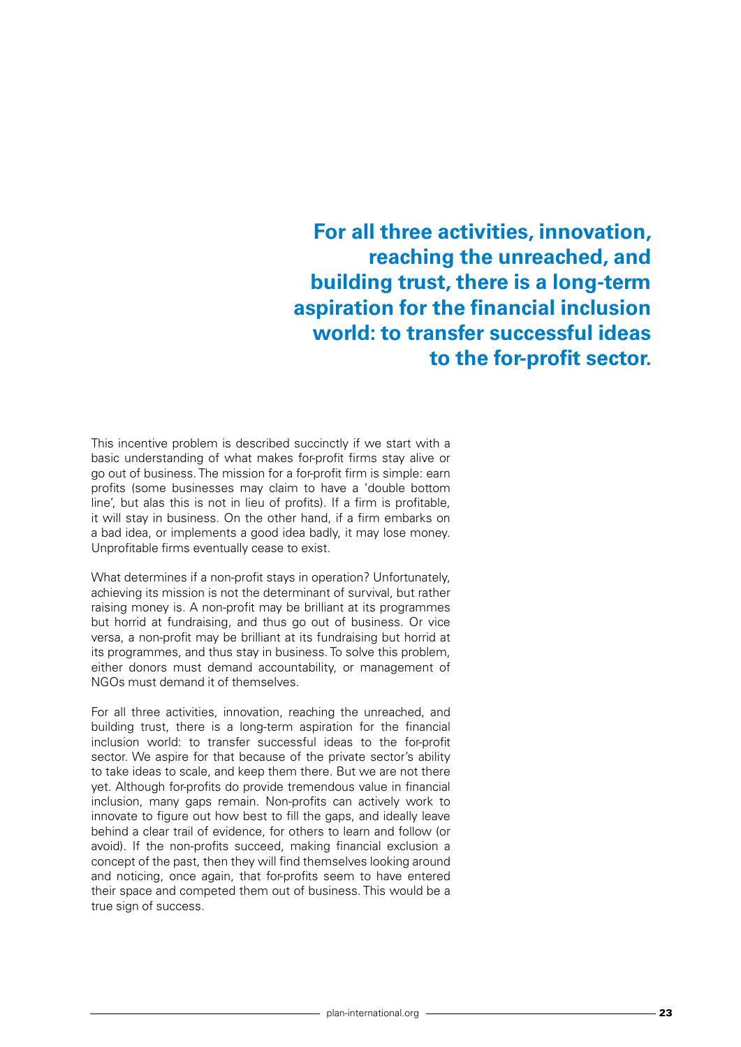> **For all three activities, innovation, reaching the unreached, and building trust, there is a long-term aspiration for the financial inclusion world: to transfer successful ideas to the for-profit sector.**

This incentive problem is described succinctly if we start with a basic understanding of what makes for-profit firms stay alive or go out of business. The mission for a for-profit firm is simple: earn profits (some businesses may claim to have a 'double bottom line', but alas this is not in lieu of profits). If a firm is profitable, it will stay in business. On the other hand, if a firm embarks on a bad idea, or implements a good idea badly, it may lose money. Unprofitable firms eventually cease to exist.

What determines if a non-profit stays in operation? Unfortunately, achieving its mission is not the determinant of survival, but rather raising money is. A non-profit may be brilliant at its programmes but horrid at fundraising, and thus go out of business. Or vice versa, a non-profit may be brilliant at its fundraising but horrid at its programmes, and thus stay in business. To solve this problem, either donors must demand accountability, or management of NGOs must demand it of themselves.

For all three activities, innovation, reaching the unreached, and building trust, there is a long-term aspiration for the financial inclusion world: to transfer successful ideas to the for-profit sector. We aspire for that because of the private sector's ability to take ideas to scale, and keep them there. But we are not there yet. Although for-profits do provide tremendous value in financial inclusion, many gaps remain. Non-profits can actively work to innovate to figure out how best to fill the gaps, and ideally leave behind a clear trail of evidence, for others to learn and follow (or avoid). If the non-profits succeed, making financial exclusion a concept of the past, then they will find themselves looking around and noticing, once again, that for-profits seem to have entered their space and competed them out of business. This would be a true sign of success.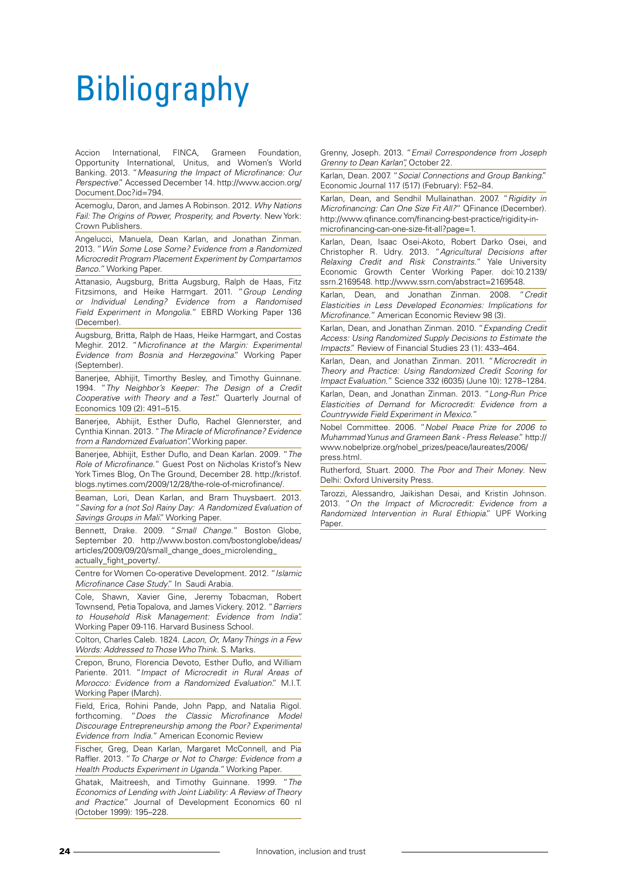# Bibliography

Accion International, FINCA, Grameen Foundation, Opportunity International, Unitus, and Women's World Banking. 2013. "*Measuring the Impact of Microfinance: Our Perspective*." Accessed December 14. http://www.accion.org/Document.Doc?id=794.

Acemoglu, Daron, and James A Robinson. 2012. *Why Nations Fail: The Origins of Power, Prosperity, and Poverty*. New York: Crown Publishers.

Angelucci, Manuela, Dean Karlan, and Jonathan Zinman. 2013. "*Win Some Lose Some? Evidence from a Randomized Microcredit Program Placement Experiment by Compartamos Banco*." Working Paper.

Attanasio, Augsburg, Britta Augsburg, Ralph de Haas, Fitz Fitzsimons, and Heike Harmgart. 2011. "*Group Lending or Individual Lending? Evidence from a Randomised Field Experiment in Mongolia*." EBRD Working Paper 136 (December).

Augsburg, Britta, Ralph de Haas, Heike Harmgart, and Costas Meghir. 2012. "*Microfinance at the Margin: Experimental Evidence from Bosnia and Herzegovina*." Working Paper (September).

Banerjee, Abhijit, Timorthy Besley, and Timothy Guinnane. 1994. "*Thy Neighbor's Keeper: The Design of a Credit Cooperative with Theory and a Test*." Quarterly Journal of Economics 109 (2): 491–515.

Banerjee, Abhijit, Esther Duflo, Rachel Glennerster, and Cynthia Kinnan. 2013. "*The Miracle of Microfinance? Evidence from a Randomized Evaluation*". Working paper.

Banerjee, Abhijit, Esther Duflo, and Dean Karlan. 2009. "*The Role of Microfinance*." Guest Post on Nicholas Kristof's New York Times Blog, On The Ground, December 28. http://kristof.blogs.nytimes.com/2009/12/28/the-role-of-microfinance/.

Beaman, Lori, Dean Karlan, and Bram Thuysbaert. 2013. "*Saving for a (not So) Rainy Day: A Randomized Evaluation of Savings Groups in Mali*." Working Paper.

Bennett, Drake. 2009. "*Small Change*." Boston Globe, September 20. http://www.boston.com/bostonglobe/ideas/articles/2009/09/20/small_change_does_microlending_actually_fight_poverty/.

Centre for Women Co-operative Development. 2012. "*Islamic Microfinance Case Study*." In Saudi Arabia.

Cole, Shawn, Xavier Gine, Jeremy Tobacman, Robert Townsend, Petia Topalova, and James Vickery. 2012. "*Barriers to Household Risk Management: Evidence from India*". Working Paper 09-116. Harvard Business School.

Colton, Charles Caleb. 1824. *Lacon, Or, Many Things in a Few Words: Addressed to Those Who Think*. S. Marks.

Crepon, Bruno, Florencia Devoto, Esther Duflo, and William Pariente. 2011. "*Impact of Microcredit in Rural Areas of Morocco: Evidence from a Randomized Evaluation*." M.I.T. Working Paper (March).

Field, Erica, Rohini Pande, John Papp, and Natalia Rigol. forthcoming. "*Does the Classic Microfinance Model Discourage Entrepreneurship among the Poor? Experimental Evidence from India*." American Economic Review

Fischer, Greg, Dean Karlan, Margaret McConnell, and Pia Raffler. 2013. "*To Charge or Not to Charge: Evidence from a Health Products Experiment in Uganda*." Working Paper.

Ghatak, Maitreesh, and Timothy Guinnane. 1999. "*The Economics of Lending with Joint Liability: A Review of Theory and Practice*." Journal of Development Economics 60 nl (October 1999): 195–228.

Grenny, Joseph. 2013. "*Email Correspondence from Joseph Grenny to Dean Karlan*", October 22.

Karlan, Dean. 2007. "*Social Connections and Group Banking*." Economic Journal 117 (517) (February): F52–84.

Karlan, Dean, and Sendhil Mullainathan. 2007. "*Rigidity in Microfinancing: Can One Size Fit All?*" QFinance (December). http://www.qfinance.com/financing-best-practice/rigidity-in-microfinancing-can-one-size-fit-all?page=1.

Karlan, Dean, Isaac Osei-Akoto, Robert Darko Osei, and Christopher R. Udry. 2013. "*Agricultural Decisions after Relaxing Credit and Risk Constraints*." Yale University Economic Growth Center Working Paper. doi:10.2139/ssrn.2169548. http://www.ssrn.com/abstract=2169548.

Karlan, Dean, and Jonathan Zinman. 2008. "*Credit Elasticities in Less Developed Economies: Implications for Microfinance*." American Economic Review 98 (3).

Karlan, Dean, and Jonathan Zinman. 2010. "*Expanding Credit Access: Using Randomized Supply Decisions to Estimate the Impacts*." Review of Financial Studies 23 (1): 433–464.

Karlan, Dean, and Jonathan Zinman. 2011. "*Microcredit in Theory and Practice: Using Randomized Credit Scoring for Impact Evaluation*." Science 332 (6035) (June 10): 1278–1284.

Karlan, Dean, and Jonathan Zinman. 2013. "*Long-Run Price Elasticities of Demand for Microcredit: Evidence from a Countrywide Field Experiment in Mexico*."

Nobel Committee. 2006. "*Nobel Peace Prize for 2006 to Muhammad Yunus and Grameen Bank - Press Release*." http://www.nobelprize.org/nobel_prizes/peace/laureates/2006/press.html.

Rutherford, Stuart. 2000. *The Poor and Their Money*. New Delhi: Oxford University Press.

Tarozzi, Alessandro, Jaikishan Desai, and Kristin Johnson. 2013. "*On the Impact of Microcredit: Evidence from a Randomized Intervention in Rural Ethiopia*." UPF Working Paper.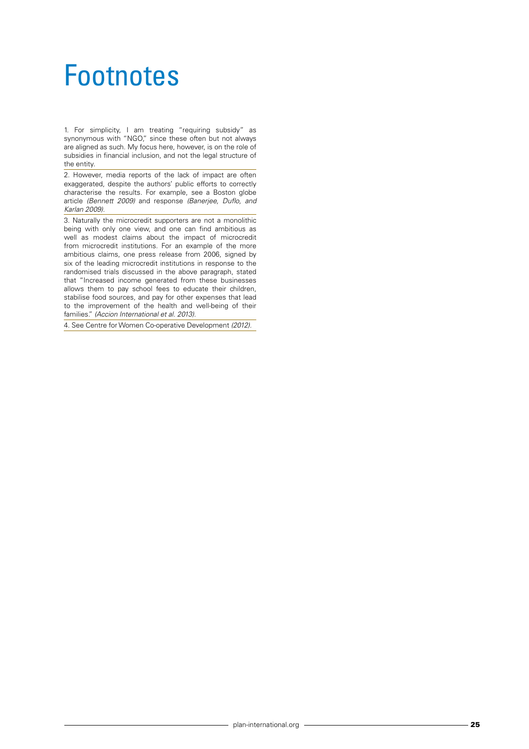# Footnotes

1. For simplicity, I am treating "requiring subsidy" as synonymous with "NGO," since these often but not always are aligned as such. My focus here, however, is on the role of subsidies in financial inclusion, and not the legal structure of the entity.

2. However, media reports of the lack of impact are often exaggerated, despite the authors' public efforts to correctly characterise the results. For example, see a Boston globe article *(Bennett 2009)* and response *(Banerjee, Duflo, and Karlan 2009)*.

3. Naturally the microcredit supporters are not a monolithic being with only one view, and one can find ambitious as well as modest claims about the impact of microcredit from microcredit institutions. For an example of the more ambitious claims, one press release from 2006, signed by six of the leading microcredit institutions in response to the randomised trials discussed in the above paragraph, stated that "Increased income generated from these businesses allows them to pay school fees to educate their children, stabilise food sources, and pay for other expenses that lead to the improvement of the health and well-being of their families." *(Accion International et al. 2013)*.

4. See Centre for Women Co-operative Development *(2012)*.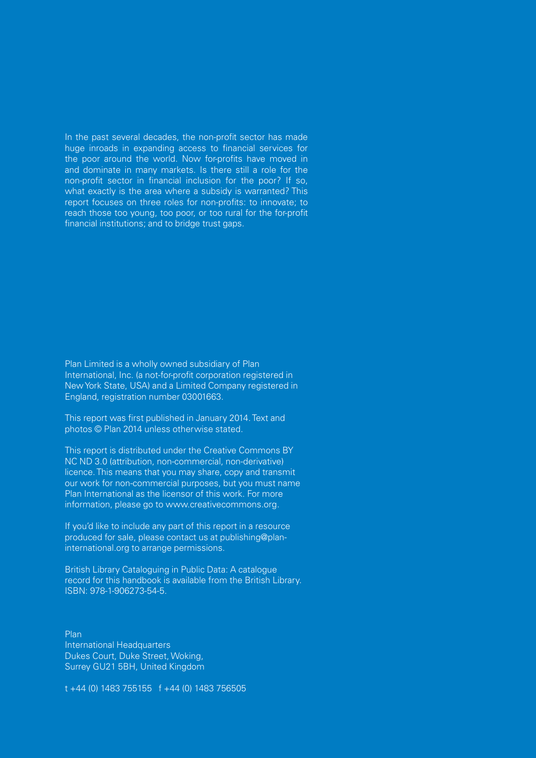In the past several decades, the non-profit sector has made huge inroads in expanding access to financial services for the poor around the world. Now for-profits have moved in and dominate in many markets. Is there still a role for the non-profit sector in financial inclusion for the poor? If so, what exactly is the area where a subsidy is warranted? This report focuses on three roles for non-profits: to innovate; to reach those too young, too poor, or too rural for the for-profit financial institutions; and to bridge trust gaps.

Plan Limited is a wholly owned subsidiary of Plan International, Inc. (a not-for-profit corporation registered in New York State, USA) and a Limited Company registered in England, registration number 03001663.

This report was first published in January 2014. Text and photos © Plan 2014 unless otherwise stated.

This report is distributed under the Creative Commons BY NC ND 3.0 (attribution, non-commercial, non-derivative) licence. This means that you may share, copy and transmit our work for non-commercial purposes, but you must name Plan International as the licensor of this work. For more information, please go to www.creativecommons.org.

If you'd like to include any part of this report in a resource produced for sale, please contact us at publishing@plan-international.org to arrange permissions.

British Library Cataloguing in Public Data: A catalogue record for this handbook is available from the British Library. ISBN: 978-1-906273-54-5.

Plan
International Headquarters
Dukes Court, Duke Street, Woking,
Surrey GU21 5BH, United Kingdom

t +44 (0) 1483 755155 f +44 (0) 1483 756505